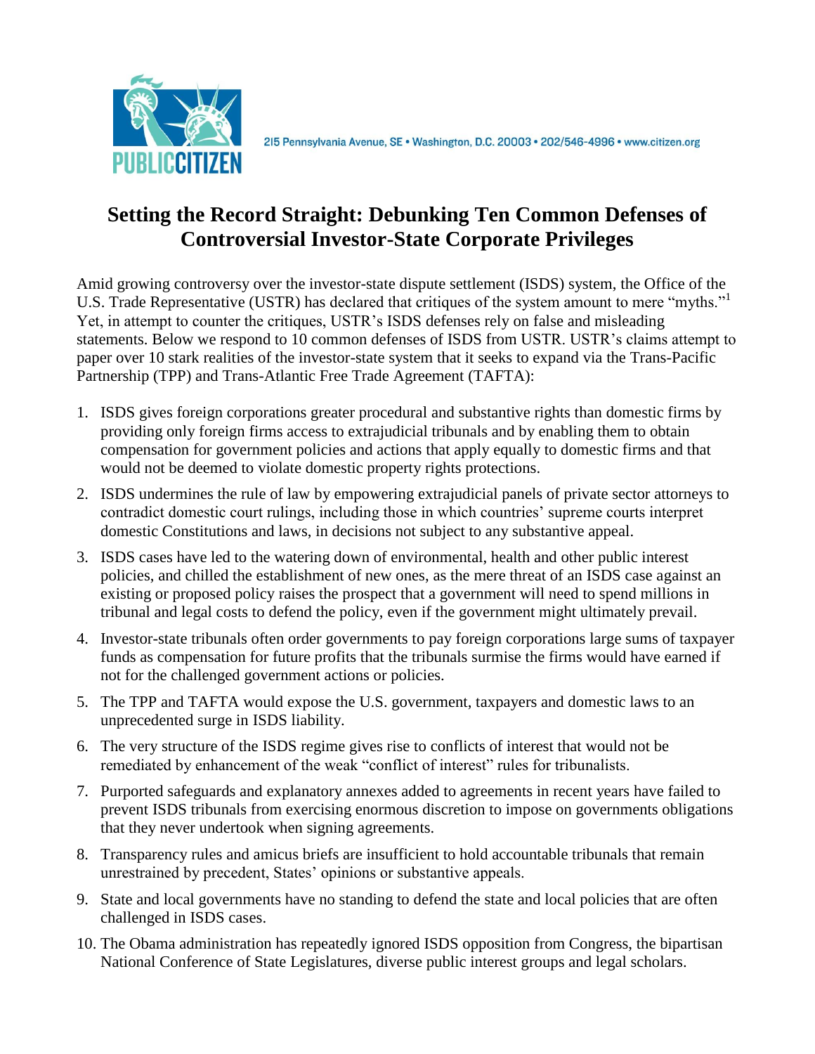PUBLIC CITIZEN

215 Pennsylvania Avenue, SE • Washington, D.C. 20003 • 202/546-4996 • www.citizen.org

# Setting the Record Straight: Debunking Ten Common Defenses of Controversial Investor-State Corporate Privileges

Amid growing controversy over the investor-state dispute settlement (ISDS) system, the Office of the U.S. Trade Representative (USTR) has declared that critiques of the system amount to mere "myths."[1] Yet, in attempt to counter the critiques, USTR's ISDS defenses rely on false and misleading statements. Below we respond to 10 common defenses of ISDS from USTR. USTR's claims attempt to paper over 10 stark realities of the investor-state system that it seeks to expand via the Trans-Pacific Partnership (TPP) and Trans-Atlantic Free Trade Agreement (TAFTA):

1. ISDS gives foreign corporations greater procedural and substantive rights than domestic firms by providing only foreign firms access to extrajudicial tribunals and by enabling them to obtain compensation for government policies and actions that apply equally to domestic firms and that would not be deemed to violate domestic property rights protections.
2. ISDS undermines the rule of law by empowering extrajudicial panels of private sector attorneys to contradict domestic court rulings, including those in which countries' supreme courts interpret domestic Constitutions and laws, in decisions not subject to any substantive appeal.
3. ISDS cases have led to the watering down of environmental, health and other public interest policies, and chilled the establishment of new ones, as the mere threat of an ISDS case against an existing or proposed policy raises the prospect that a government will need to spend millions in tribunal and legal costs to defend the policy, even if the government might ultimately prevail.
4. Investor-state tribunals often order governments to pay foreign corporations large sums of taxpayer funds as compensation for future profits that the tribunals surmise the firms would have earned if not for the challenged government actions or policies.
5. The TPP and TAFTA would expose the U.S. government, taxpayers and domestic laws to an unprecedented surge in ISDS liability.
6. The very structure of the ISDS regime gives rise to conflicts of interest that would not be remediated by enhancement of the weak "conflict of interest" rules for tribunalists.
7. Purported safeguards and explanatory annexes added to agreements in recent years have failed to prevent ISDS tribunals from exercising enormous discretion to impose on governments obligations that they never undertook when signing agreements.
8. Transparency rules and amicus briefs are insufficient to hold accountable tribunals that remain unrestrained by precedent, States' opinions or substantive appeals.
9. State and local governments have no standing to defend the state and local policies that are often challenged in ISDS cases.
10. The Obama administration has repeatedly ignored ISDS opposition from Congress, the bipartisan National Conference of State Legislatures, diverse public interest groups and legal scholars.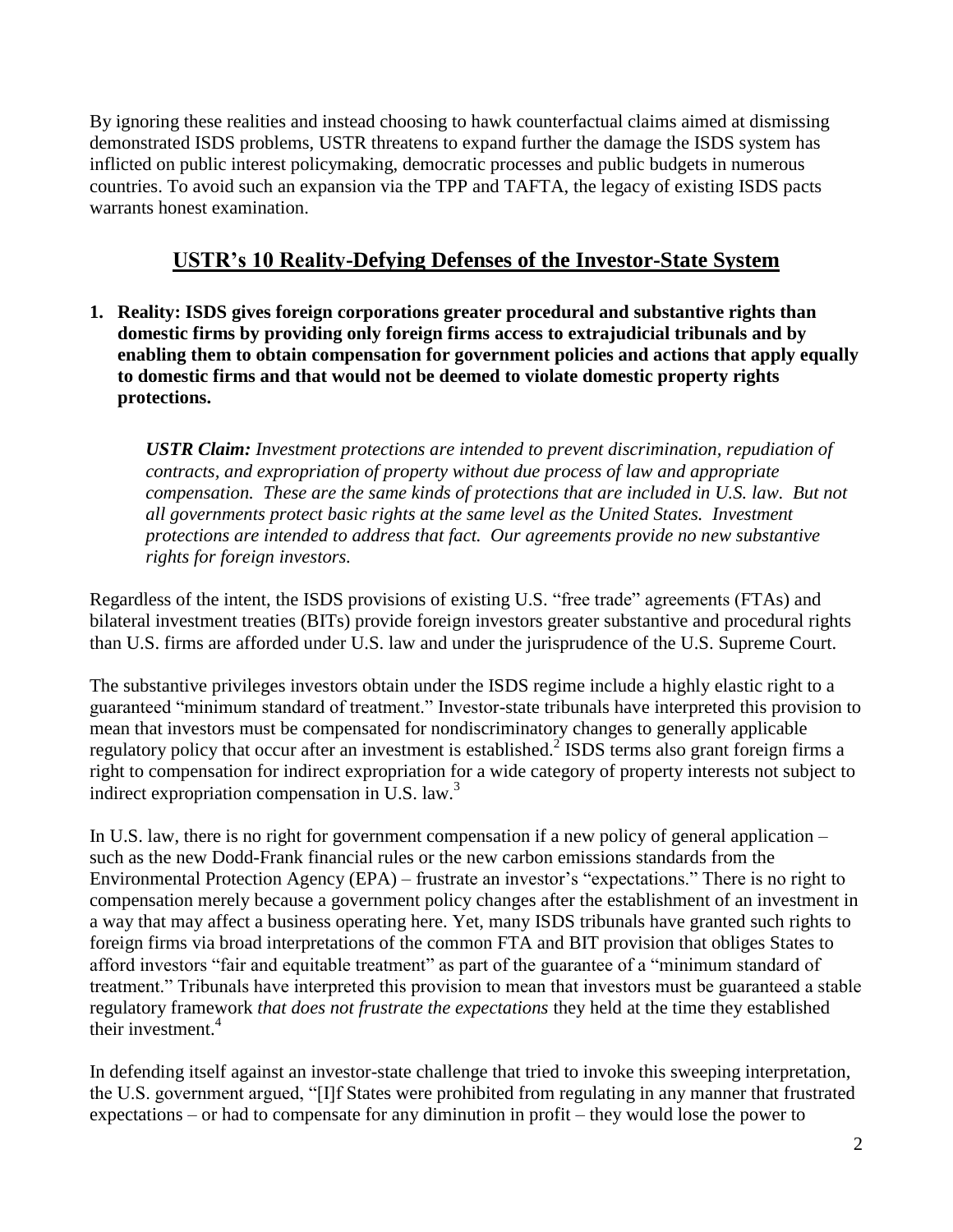By ignoring these realities and instead choosing to hawk counterfactual claims aimed at dismissing demonstrated ISDS problems, USTR threatens to expand further the damage the ISDS system has inflicted on public interest policymaking, democratic processes and public budgets in numerous countries. To avoid such an expansion via the TPP and TAFTA, the legacy of existing ISDS pacts warrants honest examination.

## USTR's 10 Reality-Defying Defenses of the Investor-State System

1. **Reality: ISDS gives foreign corporations greater procedural and substantive rights than domestic firms by providing only foreign firms access to extrajudicial tribunals and by enabling them to obtain compensation for government policies and actions that apply equally to domestic firms and that would not be deemed to violate domestic property rights protections.**

   ***USTR Claim:*** *Investment protections are intended to prevent discrimination, repudiation of contracts, and expropriation of property without due process of law and appropriate compensation. These are the same kinds of protections that are included in U.S. law. But not all governments protect basic rights at the same level as the United States. Investment protections are intended to address that fact. Our agreements provide no new substantive rights for foreign investors.*

Regardless of the intent, the ISDS provisions of existing U.S. "free trade" agreements (FTAs) and bilateral investment treaties (BITs) provide foreign investors greater substantive and procedural rights than U.S. firms are afforded under U.S. law and under the jurisprudence of the U.S. Supreme Court.

The substantive privileges investors obtain under the ISDS regime include a highly elastic right to a guaranteed "minimum standard of treatment." Investor-state tribunals have interpreted this provision to mean that investors must be compensated for nondiscriminatory changes to generally applicable regulatory policy that occur after an investment is established.[2] ISDS terms also grant foreign firms a right to compensation for indirect expropriation for a wide category of property interests not subject to indirect expropriation compensation in U.S. law.[3]

In U.S. law, there is no right for government compensation if a new policy of general application – such as the new Dodd-Frank financial rules or the new carbon emissions standards from the Environmental Protection Agency (EPA) – frustrate an investor's "expectations." There is no right to compensation merely because a government policy changes after the establishment of an investment in a way that may affect a business operating here. Yet, many ISDS tribunals have granted such rights to foreign firms via broad interpretations of the common FTA and BIT provision that obliges States to afford investors "fair and equitable treatment" as part of the guarantee of a "minimum standard of treatment." Tribunals have interpreted this provision to mean that investors must be guaranteed a stable regulatory framework *that does not frustrate the expectations* they held at the time they established their investment.[4]

In defending itself against an investor-state challenge that tried to invoke this sweeping interpretation, the U.S. government argued, "[I]f States were prohibited from regulating in any manner that frustrated expectations – or had to compensate for any diminution in profit – they would lose the power to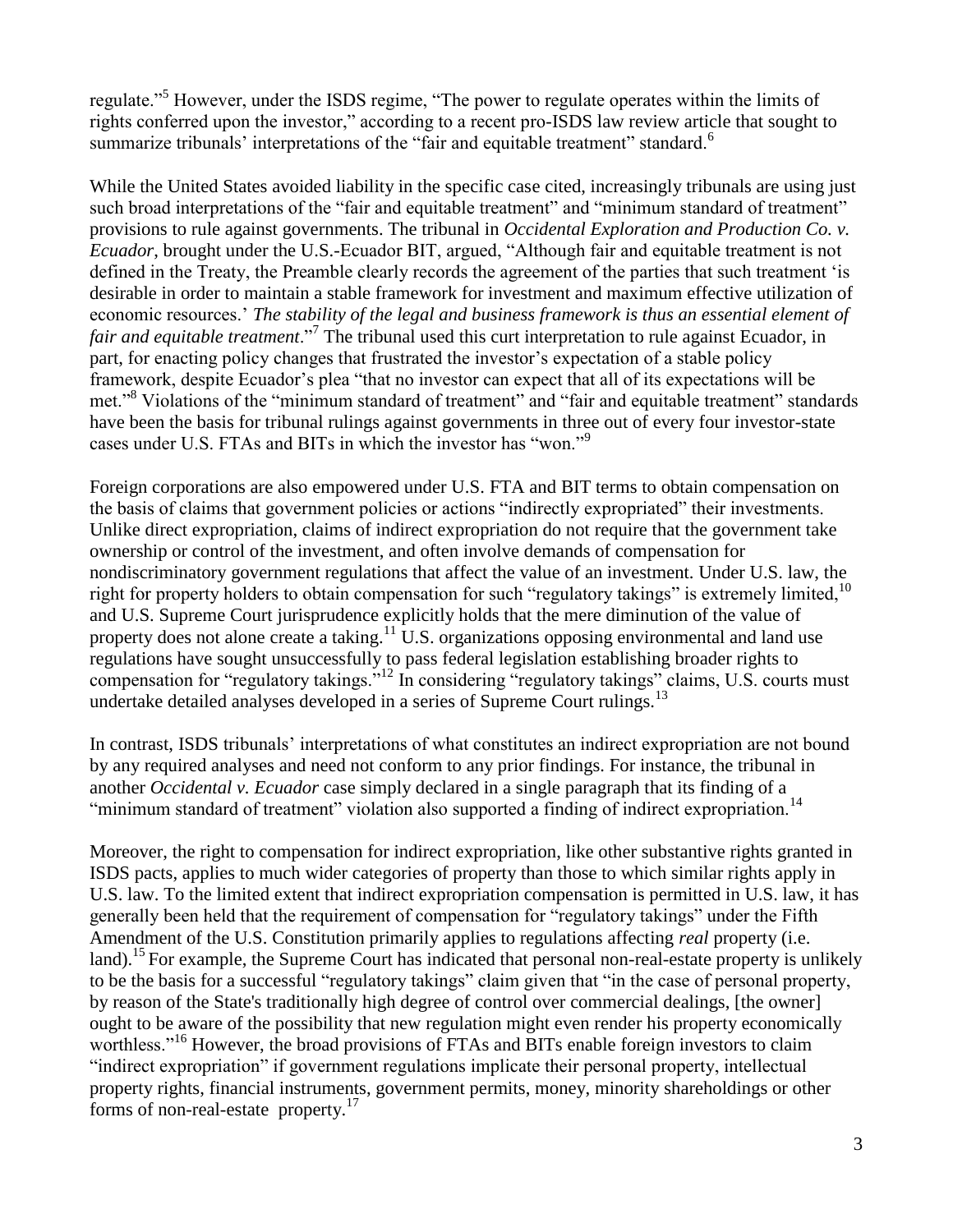regulate."[5] However, under the ISDS regime, "The power to regulate operates within the limits of rights conferred upon the investor," according to a recent pro-ISDS law review article that sought to summarize tribunals' interpretations of the "fair and equitable treatment" standard.[6]

While the United States avoided liability in the specific case cited, increasingly tribunals are using just such broad interpretations of the "fair and equitable treatment" and "minimum standard of treatment" provisions to rule against governments. The tribunal in *Occidental Exploration and Production Co. v. Ecuador*, brought under the U.S.-Ecuador BIT, argued, "Although fair and equitable treatment is not defined in the Treaty, the Preamble clearly records the agreement of the parties that such treatment 'is desirable in order to maintain a stable framework for investment and maximum effective utilization of economic resources.' *The stability of the legal and business framework is thus an essential element of fair and equitable treatment*."[7] The tribunal used this curt interpretation to rule against Ecuador, in part, for enacting policy changes that frustrated the investor's expectation of a stable policy framework, despite Ecuador's plea "that no investor can expect that all of its expectations will be met."[8] Violations of the "minimum standard of treatment" and "fair and equitable treatment" standards have been the basis for tribunal rulings against governments in three out of every four investor-state cases under U.S. FTAs and BITs in which the investor has "won."[9]

Foreign corporations are also empowered under U.S. FTA and BIT terms to obtain compensation on the basis of claims that government policies or actions "indirectly expropriated" their investments. Unlike direct expropriation, claims of indirect expropriation do not require that the government take ownership or control of the investment, and often involve demands of compensation for nondiscriminatory government regulations that affect the value of an investment. Under U.S. law, the right for property holders to obtain compensation for such "regulatory takings" is extremely limited,[10] and U.S. Supreme Court jurisprudence explicitly holds that the mere diminution of the value of property does not alone create a taking.[11] U.S. organizations opposing environmental and land use regulations have sought unsuccessfully to pass federal legislation establishing broader rights to compensation for "regulatory takings."[12] In considering "regulatory takings" claims, U.S. courts must undertake detailed analyses developed in a series of Supreme Court rulings.[13]

In contrast, ISDS tribunals' interpretations of what constitutes an indirect expropriation are not bound by any required analyses and need not conform to any prior findings. For instance, the tribunal in another *Occidental v. Ecuador* case simply declared in a single paragraph that its finding of a "minimum standard of treatment" violation also supported a finding of indirect expropriation.[14]

Moreover, the right to compensation for indirect expropriation, like other substantive rights granted in ISDS pacts, applies to much wider categories of property than those to which similar rights apply in U.S. law. To the limited extent that indirect expropriation compensation is permitted in U.S. law, it has generally been held that the requirement of compensation for "regulatory takings" under the Fifth Amendment of the U.S. Constitution primarily applies to regulations affecting *real* property (i.e. land).[15] For example, the Supreme Court has indicated that personal non-real-estate property is unlikely to be the basis for a successful "regulatory takings" claim given that "in the case of personal property, by reason of the State's traditionally high degree of control over commercial dealings, [the owner] ought to be aware of the possibility that new regulation might even render his property economically worthless."[16] However, the broad provisions of FTAs and BITs enable foreign investors to claim "indirect expropriation" if government regulations implicate their personal property, intellectual property rights, financial instruments, government permits, money, minority shareholdings or other forms of non-real-estate property.[17]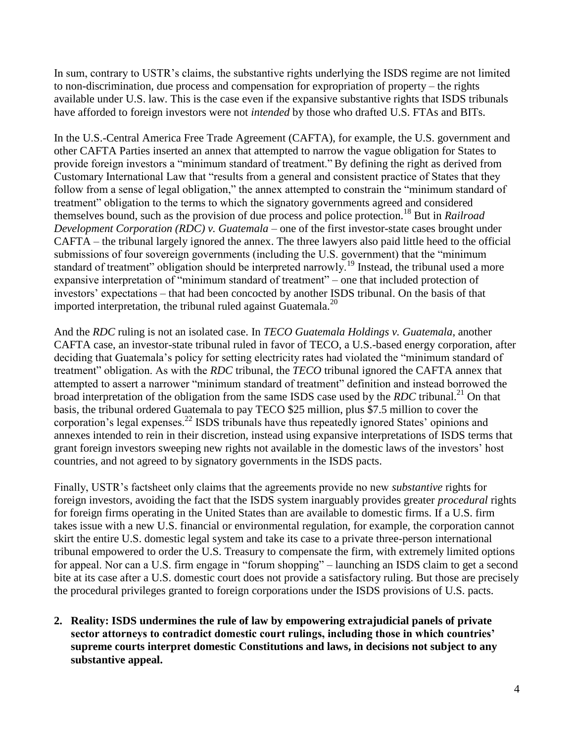In sum, contrary to USTR's claims, the substantive rights underlying the ISDS regime are not limited to non-discrimination, due process and compensation for expropriation of property – the rights available under U.S. law. This is the case even if the expansive substantive rights that ISDS tribunals have afforded to foreign investors were not *intended* by those who drafted U.S. FTAs and BITs.

In the U.S.-Central America Free Trade Agreement (CAFTA), for example, the U.S. government and other CAFTA Parties inserted an annex that attempted to narrow the vague obligation for States to provide foreign investors a "minimum standard of treatment." By defining the right as derived from Customary International Law that "results from a general and consistent practice of States that they follow from a sense of legal obligation," the annex attempted to constrain the "minimum standard of treatment" obligation to the terms to which the signatory governments agreed and considered themselves bound, such as the provision of due process and police protection.[18] But in *Railroad Development Corporation (RDC) v. Guatemala* – one of the first investor-state cases brought under CAFTA – the tribunal largely ignored the annex. The three lawyers also paid little heed to the official submissions of four sovereign governments (including the U.S. government) that the "minimum standard of treatment" obligation should be interpreted narrowly.[19] Instead, the tribunal used a more expansive interpretation of "minimum standard of treatment" – one that included protection of investors' expectations – that had been concocted by another ISDS tribunal. On the basis of that imported interpretation, the tribunal ruled against Guatemala.[20]

And the *RDC* ruling is not an isolated case. In *TECO Guatemala Holdings v. Guatemala*, another CAFTA case, an investor-state tribunal ruled in favor of TECO, a U.S.-based energy corporation, after deciding that Guatemala's policy for setting electricity rates had violated the "minimum standard of treatment" obligation. As with the *RDC* tribunal, the *TECO* tribunal ignored the CAFTA annex that attempted to assert a narrower "minimum standard of treatment" definition and instead borrowed the broad interpretation of the obligation from the same ISDS case used by the *RDC* tribunal.[21] On that basis, the tribunal ordered Guatemala to pay TECO $25 million, plus $7.5 million to cover the corporation's legal expenses.[22] ISDS tribunals have thus repeatedly ignored States' opinions and annexes intended to rein in their discretion, instead using expansive interpretations of ISDS terms that grant foreign investors sweeping new rights not available in the domestic laws of the investors' host countries, and not agreed to by signatory governments in the ISDS pacts.

Finally, USTR's factsheet only claims that the agreements provide no new *substantive* rights for foreign investors, avoiding the fact that the ISDS system inarguably provides greater *procedural* rights for foreign firms operating in the United States than are available to domestic firms. If a U.S. firm takes issue with a new U.S. financial or environmental regulation, for example, the corporation cannot skirt the entire U.S. domestic legal system and take its case to a private three-person international tribunal empowered to order the U.S. Treasury to compensate the firm, with extremely limited options for appeal. Nor can a U.S. firm engage in "forum shopping" – launching an ISDS claim to get a second bite at its case after a U.S. domestic court does not provide a satisfactory ruling. But those are precisely the procedural privileges granted to foreign corporations under the ISDS provisions of U.S. pacts.

2. **Reality: ISDS undermines the rule of law by empowering extrajudicial panels of private sector attorneys to contradict domestic court rulings, including those in which countries' supreme courts interpret domestic Constitutions and laws, in decisions not subject to any substantive appeal.**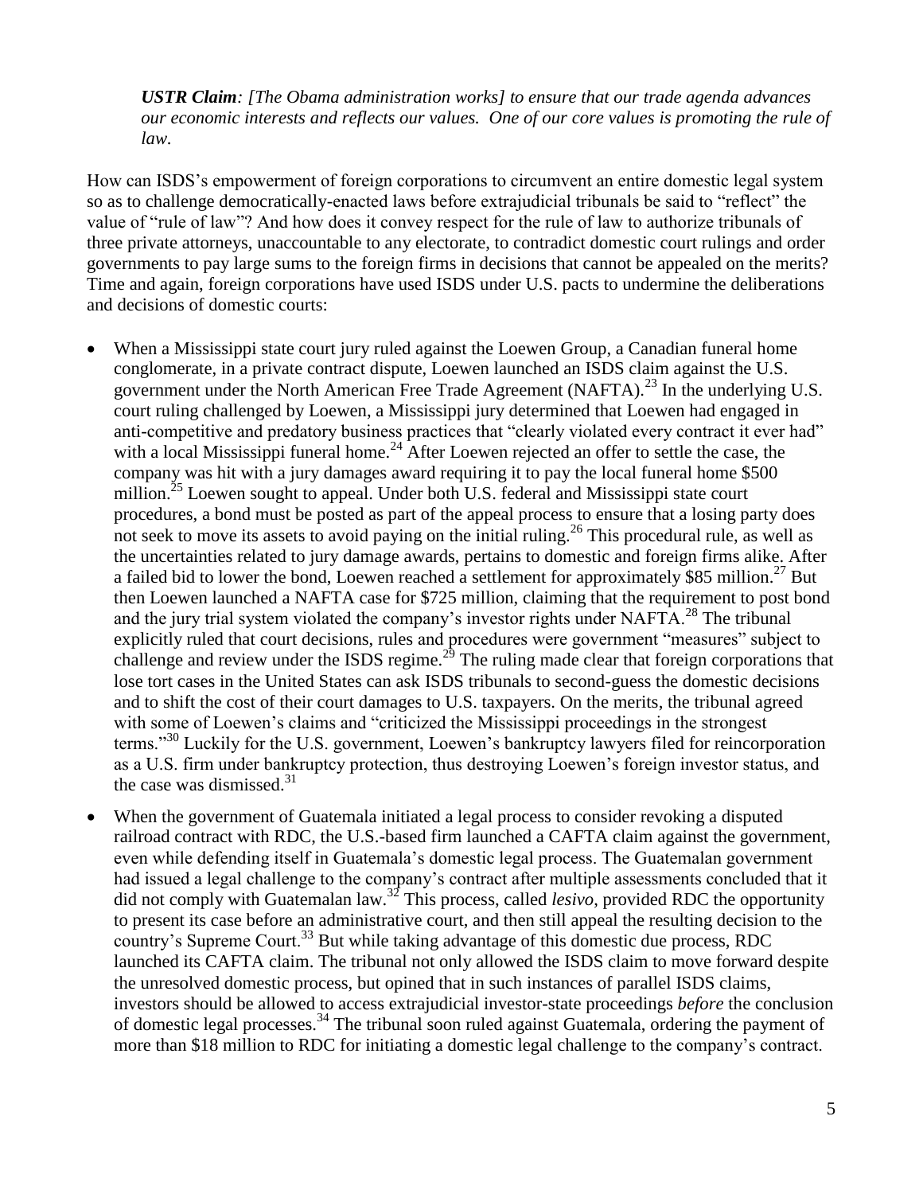***USTR Claim**: [The Obama administration works] to ensure that our trade agenda advances our economic interests and reflects our values. One of our core values is promoting the rule of law.*

How can ISDS's empowerment of foreign corporations to circumvent an entire domestic legal system so as to challenge democratically-enacted laws before extrajudicial tribunals be said to "reflect" the value of "rule of law"? And how does it convey respect for the rule of law to authorize tribunals of three private attorneys, unaccountable to any electorate, to contradict domestic court rulings and order governments to pay large sums to the foreign firms in decisions that cannot be appealed on the merits? Time and again, foreign corporations have used ISDS under U.S. pacts to undermine the deliberations and decisions of domestic courts:

- When a Mississippi state court jury ruled against the Loewen Group, a Canadian funeral home conglomerate, in a private contract dispute, Loewen launched an ISDS claim against the U.S. government under the North American Free Trade Agreement (NAFTA).[23] In the underlying U.S. court ruling challenged by Loewen, a Mississippi jury determined that Loewen had engaged in anti-competitive and predatory business practices that "clearly violated every contract it ever had" with a local Mississippi funeral home.[24] After Loewen rejected an offer to settle the case, the company was hit with a jury damages award requiring it to pay the local funeral home $500 million.[25] Loewen sought to appeal. Under both U.S. federal and Mississippi state court procedures, a bond must be posted as part of the appeal process to ensure that a losing party does not seek to move its assets to avoid paying on the initial ruling.[26] This procedural rule, as well as the uncertainties related to jury damage awards, pertains to domestic and foreign firms alike. After a failed bid to lower the bond, Loewen reached a settlement for approximately $85 million.[27] But then Loewen launched a NAFTA case for $725 million, claiming that the requirement to post bond and the jury trial system violated the company's investor rights under NAFTA.[28] The tribunal explicitly ruled that court decisions, rules and procedures were government "measures" subject to challenge and review under the ISDS regime.[29] The ruling made clear that foreign corporations that lose tort cases in the United States can ask ISDS tribunals to second-guess the domestic decisions and to shift the cost of their court damages to U.S. taxpayers. On the merits, the tribunal agreed with some of Loewen's claims and "criticized the Mississippi proceedings in the strongest terms."[30] Luckily for the U.S. government, Loewen's bankruptcy lawyers filed for reincorporation as a U.S. firm under bankruptcy protection, thus destroying Loewen's foreign investor status, and the case was dismissed.[31]

- When the government of Guatemala initiated a legal process to consider revoking a disputed railroad contract with RDC, the U.S.-based firm launched a CAFTA claim against the government, even while defending itself in Guatemala's domestic legal process. The Guatemalan government had issued a legal challenge to the company's contract after multiple assessments concluded that it did not comply with Guatemalan law.[32] This process, called *lesivo*, provided RDC the opportunity to present its case before an administrative court, and then still appeal the resulting decision to the country's Supreme Court.[33] But while taking advantage of this domestic due process, RDC launched its CAFTA claim. The tribunal not only allowed the ISDS claim to move forward despite the unresolved domestic process, but opined that in such instances of parallel ISDS claims, investors should be allowed to access extrajudicial investor-state proceedings *before* the conclusion of domestic legal processes.[34] The tribunal soon ruled against Guatemala, ordering the payment of more than $18 million to RDC for initiating a domestic legal challenge to the company's contract.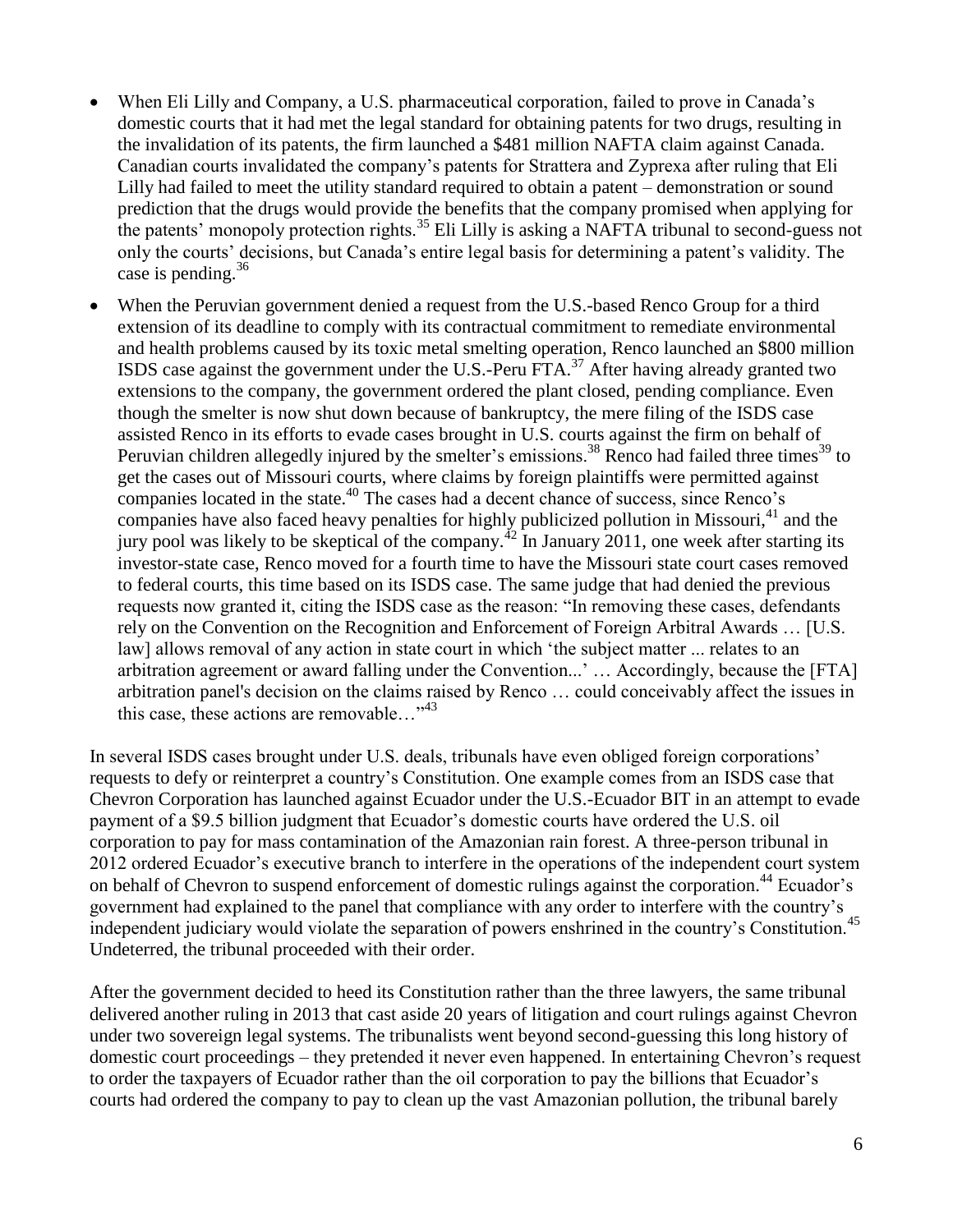- When Eli Lilly and Company, a U.S. pharmaceutical corporation, failed to prove in Canada's domestic courts that it had met the legal standard for obtaining patents for two drugs, resulting in the invalidation of its patents, the firm launched a $481 million NAFTA claim against Canada. Canadian courts invalidated the company's patents for Strattera and Zyprexa after ruling that Eli Lilly had failed to meet the utility standard required to obtain a patent – demonstration or sound prediction that the drugs would provide the benefits that the company promised when applying for the patents' monopoly protection rights.[35] Eli Lilly is asking a NAFTA tribunal to second-guess not only the courts' decisions, but Canada's entire legal basis for determining a patent's validity. The case is pending.[36]
- When the Peruvian government denied a request from the U.S.-based Renco Group for a third extension of its deadline to comply with its contractual commitment to remediate environmental and health problems caused by its toxic metal smelting operation, Renco launched an $800 million ISDS case against the government under the U.S.-Peru FTA.[37] After having already granted two extensions to the company, the government ordered the plant closed, pending compliance. Even though the smelter is now shut down because of bankruptcy, the mere filing of the ISDS case assisted Renco in its efforts to evade cases brought in U.S. courts against the firm on behalf of Peruvian children allegedly injured by the smelter's emissions.[38] Renco had failed three times[39] to get the cases out of Missouri courts, where claims by foreign plaintiffs were permitted against companies located in the state.[40] The cases had a decent chance of success, since Renco's companies have also faced heavy penalties for highly publicized pollution in Missouri,[41] and the jury pool was likely to be skeptical of the company.[42] In January 2011, one week after starting its investor-state case, Renco moved for a fourth time to have the Missouri state court cases removed to federal courts, this time based on its ISDS case. The same judge that had denied the previous requests now granted it, citing the ISDS case as the reason: "In removing these cases, defendants rely on the Convention on the Recognition and Enforcement of Foreign Arbitral Awards … [U.S. law] allows removal of any action in state court in which 'the subject matter ... relates to an arbitration agreement or award falling under the Convention...' … Accordingly, because the [FTA] arbitration panel's decision on the claims raised by Renco … could conceivably affect the issues in this case, these actions are removable…"[43]

In several ISDS cases brought under U.S. deals, tribunals have even obliged foreign corporations' requests to defy or reinterpret a country's Constitution. One example comes from an ISDS case that Chevron Corporation has launched against Ecuador under the U.S.-Ecuador BIT in an attempt to evade payment of a $9.5 billion judgment that Ecuador's domestic courts have ordered the U.S. oil corporation to pay for mass contamination of the Amazonian rain forest. A three-person tribunal in 2012 ordered Ecuador's executive branch to interfere in the operations of the independent court system on behalf of Chevron to suspend enforcement of domestic rulings against the corporation.[44] Ecuador's government had explained to the panel that compliance with any order to interfere with the country's independent judiciary would violate the separation of powers enshrined in the country's Constitution.[45] Undeterred, the tribunal proceeded with their order.

After the government decided to heed its Constitution rather than the three lawyers, the same tribunal delivered another ruling in 2013 that cast aside 20 years of litigation and court rulings against Chevron under two sovereign legal systems. The tribunalists went beyond second-guessing this long history of domestic court proceedings – they pretended it never even happened. In entertaining Chevron's request to order the taxpayers of Ecuador rather than the oil corporation to pay the billions that Ecuador's courts had ordered the company to pay to clean up the vast Amazonian pollution, the tribunal barely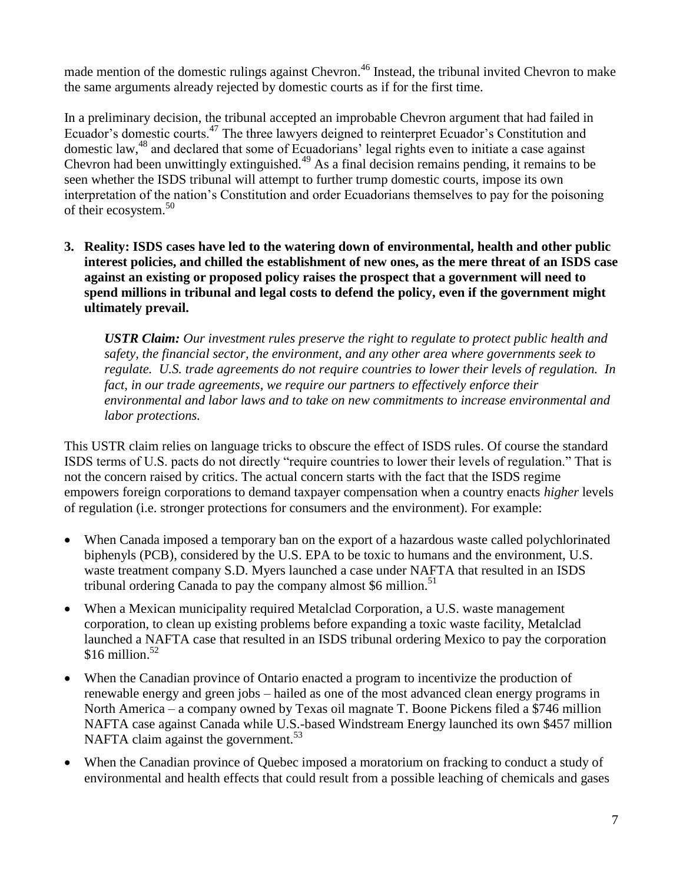made mention of the domestic rulings against Chevron.[46] Instead, the tribunal invited Chevron to make the same arguments already rejected by domestic courts as if for the first time.

In a preliminary decision, the tribunal accepted an improbable Chevron argument that had failed in Ecuador's domestic courts.[47] The three lawyers deigned to reinterpret Ecuador's Constitution and domestic law,[48] and declared that some of Ecuadorians' legal rights even to initiate a case against Chevron had been unwittingly extinguished.[49] As a final decision remains pending, it remains to be seen whether the ISDS tribunal will attempt to further trump domestic courts, impose its own interpretation of the nation's Constitution and order Ecuadorians themselves to pay for the poisoning of their ecosystem.[50]

3. **Reality: ISDS cases have led to the watering down of environmental, health and other public interest policies, and chilled the establishment of new ones, as the mere threat of an ISDS case against an existing or proposed policy raises the prospect that a government will need to spend millions in tribunal and legal costs to defend the policy, even if the government might ultimately prevail.**

   ***USTR Claim:*** *Our investment rules preserve the right to regulate to protect public health and safety, the financial sector, the environment, and any other area where governments seek to regulate. U.S. trade agreements do not require countries to lower their levels of regulation. In fact, in our trade agreements, we require our partners to effectively enforce their environmental and labor laws and to take on new commitments to increase environmental and labor protections.*

This USTR claim relies on language tricks to obscure the effect of ISDS rules. Of course the standard ISDS terms of U.S. pacts do not directly "require countries to lower their levels of regulation." That is not the concern raised by critics. The actual concern starts with the fact that the ISDS regime empowers foreign corporations to demand taxpayer compensation when a country enacts *higher* levels of regulation (i.e. stronger protections for consumers and the environment). For example:

- When Canada imposed a temporary ban on the export of a hazardous waste called polychlorinated biphenyls (PCB), considered by the U.S. EPA to be toxic to humans and the environment, U.S. waste treatment company S.D. Myers launched a case under NAFTA that resulted in an ISDS tribunal ordering Canada to pay the company almost $6 million.[51]
- When a Mexican municipality required Metalclad Corporation, a U.S. waste management corporation, to clean up existing problems before expanding a toxic waste facility, Metalclad launched a NAFTA case that resulted in an ISDS tribunal ordering Mexico to pay the corporation $16 million.[52]
- When the Canadian province of Ontario enacted a program to incentivize the production of renewable energy and green jobs – hailed as one of the most advanced clean energy programs in North America – a company owned by Texas oil magnate T. Boone Pickens filed a $746 million NAFTA case against Canada while U.S.-based Windstream Energy launched its own $457 million NAFTA claim against the government.[53]
- When the Canadian province of Quebec imposed a moratorium on fracking to conduct a study of environmental and health effects that could result from a possible leaching of chemicals and gases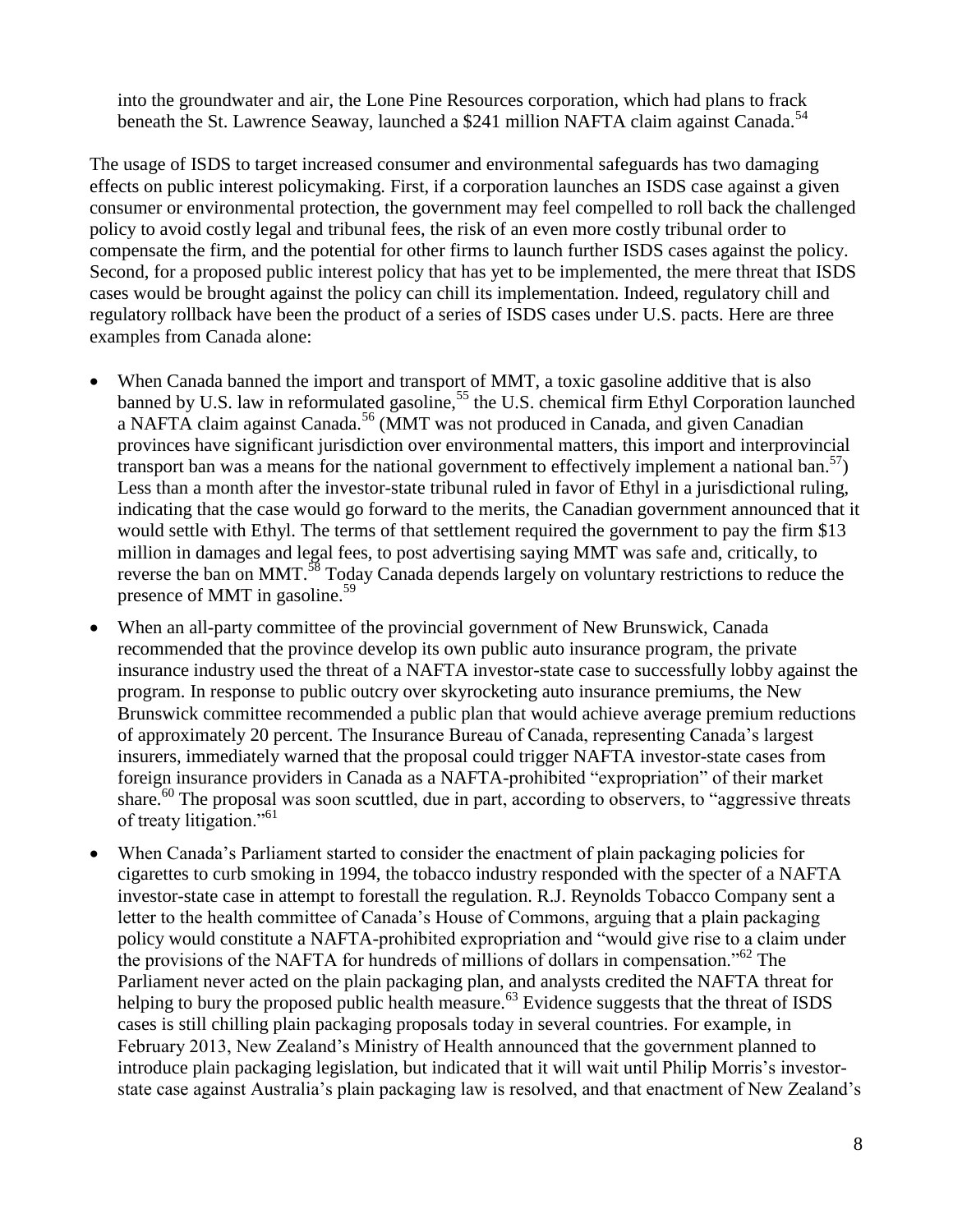into the groundwater and air, the Lone Pine Resources corporation, which had plans to frack beneath the St. Lawrence Seaway, launched a $241 million NAFTA claim against Canada.[54]

The usage of ISDS to target increased consumer and environmental safeguards has two damaging effects on public interest policymaking. First, if a corporation launches an ISDS case against a given consumer or environmental protection, the government may feel compelled to roll back the challenged policy to avoid costly legal and tribunal fees, the risk of an even more costly tribunal order to compensate the firm, and the potential for other firms to launch further ISDS cases against the policy. Second, for a proposed public interest policy that has yet to be implemented, the mere threat that ISDS cases would be brought against the policy can chill its implementation. Indeed, regulatory chill and regulatory rollback have been the product of a series of ISDS cases under U.S. pacts. Here are three examples from Canada alone:

- When Canada banned the import and transport of MMT, a toxic gasoline additive that is also banned by U.S. law in reformulated gasoline,[55] the U.S. chemical firm Ethyl Corporation launched a NAFTA claim against Canada.[56] (MMT was not produced in Canada, and given Canadian provinces have significant jurisdiction over environmental matters, this import and interprovincial transport ban was a means for the national government to effectively implement a national ban.[57]) Less than a month after the investor-state tribunal ruled in favor of Ethyl in a jurisdictional ruling, indicating that the case would go forward to the merits, the Canadian government announced that it would settle with Ethyl. The terms of that settlement required the government to pay the firm $13 million in damages and legal fees, to post advertising saying MMT was safe and, critically, to reverse the ban on MMT.[58] Today Canada depends largely on voluntary restrictions to reduce the presence of MMT in gasoline.[59]
- When an all-party committee of the provincial government of New Brunswick, Canada recommended that the province develop its own public auto insurance program, the private insurance industry used the threat of a NAFTA investor-state case to successfully lobby against the program. In response to public outcry over skyrocketing auto insurance premiums, the New Brunswick committee recommended a public plan that would achieve average premium reductions of approximately 20 percent. The Insurance Bureau of Canada, representing Canada's largest insurers, immediately warned that the proposal could trigger NAFTA investor-state cases from foreign insurance providers in Canada as a NAFTA-prohibited "expropriation" of their market share.[60] The proposal was soon scuttled, due in part, according to observers, to "aggressive threats of treaty litigation."[61]
- When Canada's Parliament started to consider the enactment of plain packaging policies for cigarettes to curb smoking in 1994, the tobacco industry responded with the specter of a NAFTA investor-state case in attempt to forestall the regulation. R.J. Reynolds Tobacco Company sent a letter to the health committee of Canada's House of Commons, arguing that a plain packaging policy would constitute a NAFTA-prohibited expropriation and "would give rise to a claim under the provisions of the NAFTA for hundreds of millions of dollars in compensation."[62] The Parliament never acted on the plain packaging plan, and analysts credited the NAFTA threat for helping to bury the proposed public health measure.[63] Evidence suggests that the threat of ISDS cases is still chilling plain packaging proposals today in several countries. For example, in February 2013, New Zealand's Ministry of Health announced that the government planned to introduce plain packaging legislation, but indicated that it will wait until Philip Morris's investor-state case against Australia's plain packaging law is resolved, and that enactment of New Zealand's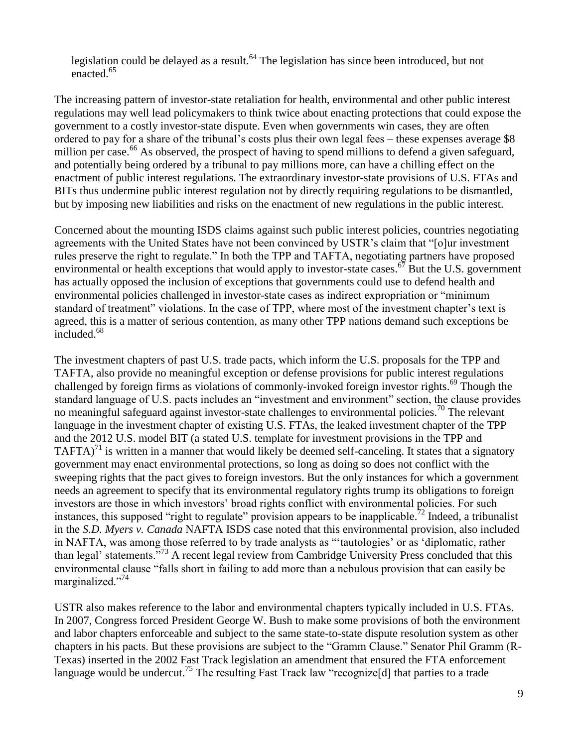legislation could be delayed as a result.[64] The legislation has since been introduced, but not enacted.[65]

The increasing pattern of investor-state retaliation for health, environmental and other public interest regulations may well lead policymakers to think twice about enacting protections that could expose the government to a costly investor-state dispute. Even when governments win cases, they are often ordered to pay for a share of the tribunal's costs plus their own legal fees – these expenses average $8 million per case.[66] As observed, the prospect of having to spend millions to defend a given safeguard, and potentially being ordered by a tribunal to pay millions more, can have a chilling effect on the enactment of public interest regulations. The extraordinary investor-state provisions of U.S. FTAs and BITs thus undermine public interest regulation not by directly requiring regulations to be dismantled, but by imposing new liabilities and risks on the enactment of new regulations in the public interest.

Concerned about the mounting ISDS claims against such public interest policies, countries negotiating agreements with the United States have not been convinced by USTR's claim that "[o]ur investment rules preserve the right to regulate." In both the TPP and TAFTA, negotiating partners have proposed environmental or health exceptions that would apply to investor-state cases.[67] But the U.S. government has actually opposed the inclusion of exceptions that governments could use to defend health and environmental policies challenged in investor-state cases as indirect expropriation or "minimum standard of treatment" violations. In the case of TPP, where most of the investment chapter's text is agreed, this is a matter of serious contention, as many other TPP nations demand such exceptions be included.[68]

The investment chapters of past U.S. trade pacts, which inform the U.S. proposals for the TPP and TAFTA, also provide no meaningful exception or defense provisions for public interest regulations challenged by foreign firms as violations of commonly-invoked foreign investor rights.[69] Though the standard language of U.S. pacts includes an "investment and environment" section, the clause provides no meaningful safeguard against investor-state challenges to environmental policies.[70] The relevant language in the investment chapter of existing U.S. FTAs, the leaked investment chapter of the TPP and the 2012 U.S. model BIT (a stated U.S. template for investment provisions in the TPP and TAFTA)[71] is written in a manner that would likely be deemed self-canceling. It states that a signatory government may enact environmental protections, so long as doing so does not conflict with the sweeping rights that the pact gives to foreign investors. But the only instances for which a government needs an agreement to specify that its environmental regulatory rights trump its obligations to foreign investors are those in which investors' broad rights conflict with environmental policies. For such instances, this supposed "right to regulate" provision appears to be inapplicable.[72] Indeed, a tribunalist in the *S.D. Myers v. Canada* NAFTA ISDS case noted that this environmental provision, also included in NAFTA, was among those referred to by trade analysts as "'tautologies' or as 'diplomatic, rather than legal' statements."[73] A recent legal review from Cambridge University Press concluded that this environmental clause "falls short in failing to add more than a nebulous provision that can easily be marginalized."[74]

USTR also makes reference to the labor and environmental chapters typically included in U.S. FTAs. In 2007, Congress forced President George W. Bush to make some provisions of both the environment and labor chapters enforceable and subject to the same state-to-state dispute resolution system as other chapters in his pacts. But these provisions are subject to the "Gramm Clause." Senator Phil Gramm (R-Texas) inserted in the 2002 Fast Track legislation an amendment that ensured the FTA enforcement language would be undercut.[75] The resulting Fast Track law "recognize[d] that parties to a trade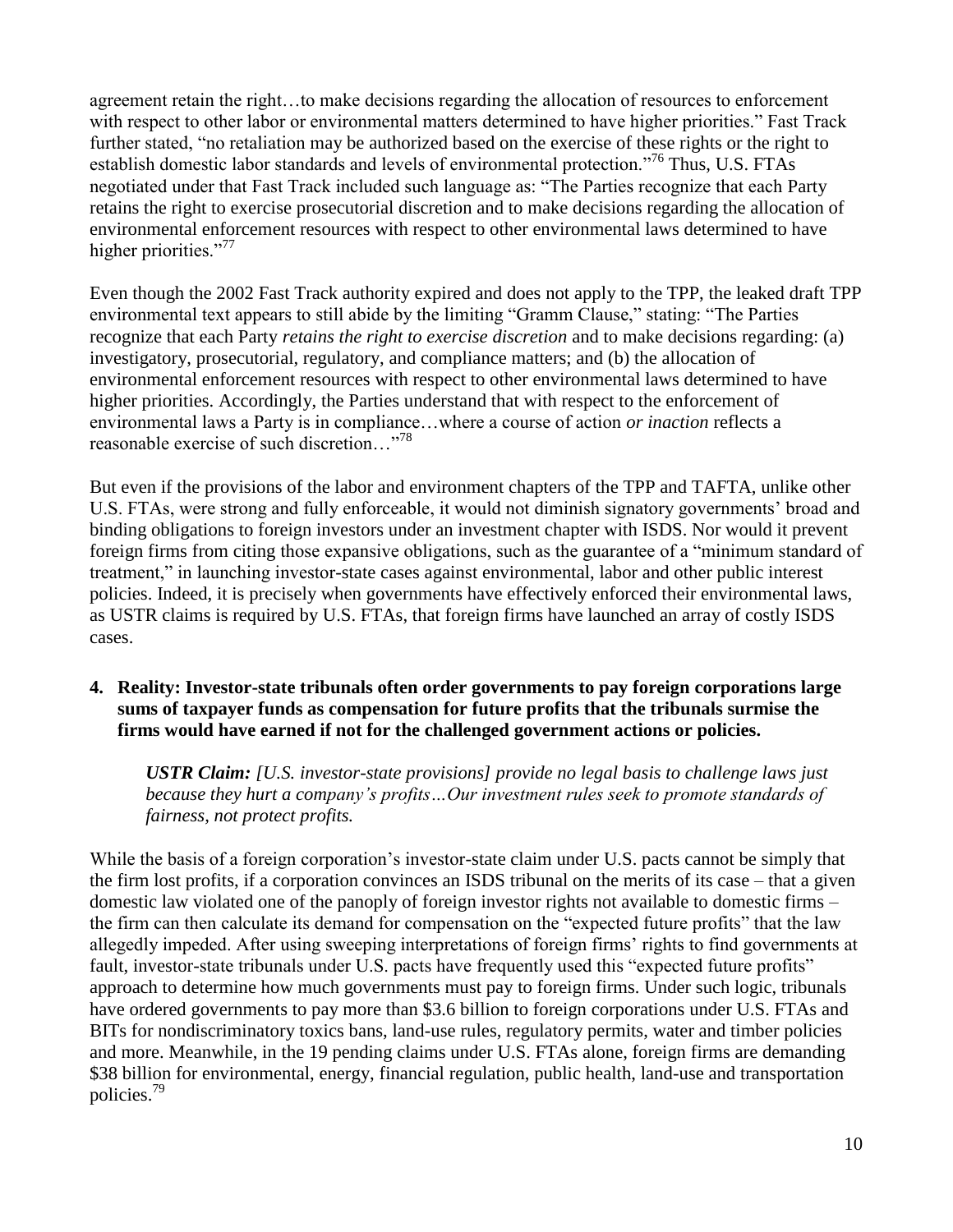agreement retain the right…to make decisions regarding the allocation of resources to enforcement with respect to other labor or environmental matters determined to have higher priorities." Fast Track further stated, "no retaliation may be authorized based on the exercise of these rights or the right to establish domestic labor standards and levels of environmental protection."[76] Thus, U.S. FTAs negotiated under that Fast Track included such language as: "The Parties recognize that each Party retains the right to exercise prosecutorial discretion and to make decisions regarding the allocation of environmental enforcement resources with respect to other environmental laws determined to have higher priorities."[77]

Even though the 2002 Fast Track authority expired and does not apply to the TPP, the leaked draft TPP environmental text appears to still abide by the limiting "Gramm Clause," stating: "The Parties recognize that each Party *retains the right to exercise discretion* and to make decisions regarding: (a) investigatory, prosecutorial, regulatory, and compliance matters; and (b) the allocation of environmental enforcement resources with respect to other environmental laws determined to have higher priorities. Accordingly, the Parties understand that with respect to the enforcement of environmental laws a Party is in compliance…where a course of action *or inaction* reflects a reasonable exercise of such discretion…"[78]

But even if the provisions of the labor and environment chapters of the TPP and TAFTA, unlike other U.S. FTAs, were strong and fully enforceable, it would not diminish signatory governments' broad and binding obligations to foreign investors under an investment chapter with ISDS. Nor would it prevent foreign firms from citing those expansive obligations, such as the guarantee of a "minimum standard of treatment," in launching investor-state cases against environmental, labor and other public interest policies. Indeed, it is precisely when governments have effectively enforced their environmental laws, as USTR claims is required by U.S. FTAs, that foreign firms have launched an array of costly ISDS cases.

**4. Reality: Investor-state tribunals often order governments to pay foreign corporations large sums of taxpayer funds as compensation for future profits that the tribunals surmise the firms would have earned if not for the challenged government actions or policies.**

> ***USTR Claim:*** *[U.S. investor-state provisions] provide no legal basis to challenge laws just because they hurt a company's profits…Our investment rules seek to promote standards of fairness, not protect profits.*

While the basis of a foreign corporation's investor-state claim under U.S. pacts cannot be simply that the firm lost profits, if a corporation convinces an ISDS tribunal on the merits of its case – that a given domestic law violated one of the panoply of foreign investor rights not available to domestic firms – the firm can then calculate its demand for compensation on the "expected future profits" that the law allegedly impeded. After using sweeping interpretations of foreign firms' rights to find governments at fault, investor-state tribunals under U.S. pacts have frequently used this "expected future profits" approach to determine how much governments must pay to foreign firms. Under such logic, tribunals have ordered governments to pay more than $3.6 billion to foreign corporations under U.S. FTAs and BITs for nondiscriminatory toxics bans, land-use rules, regulatory permits, water and timber policies and more. Meanwhile, in the 19 pending claims under U.S. FTAs alone, foreign firms are demanding $38 billion for environmental, energy, financial regulation, public health, land-use and transportation policies.[79]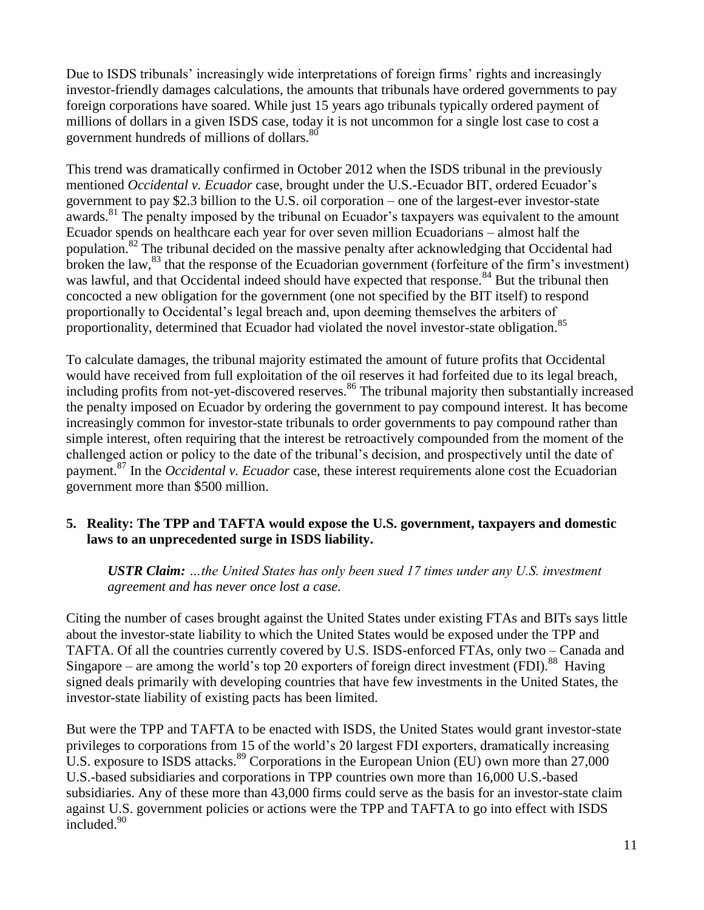Due to ISDS tribunals' increasingly wide interpretations of foreign firms' rights and increasingly investor-friendly damages calculations, the amounts that tribunals have ordered governments to pay foreign corporations have soared. While just 15 years ago tribunals typically ordered payment of millions of dollars in a given ISDS case, today it is not uncommon for a single lost case to cost a government hundreds of millions of dollars.[80]

This trend was dramatically confirmed in October 2012 when the ISDS tribunal in the previously mentioned *Occidental v. Ecuador* case, brought under the U.S.-Ecuador BIT, ordered Ecuador's government to pay $2.3 billion to the U.S. oil corporation – one of the largest-ever investor-state awards.[81] The penalty imposed by the tribunal on Ecuador's taxpayers was equivalent to the amount Ecuador spends on healthcare each year for over seven million Ecuadorians – almost half the population.[82] The tribunal decided on the massive penalty after acknowledging that Occidental had broken the law,[83] that the response of the Ecuadorian government (forfeiture of the firm's investment) was lawful, and that Occidental indeed should have expected that response.[84] But the tribunal then concocted a new obligation for the government (one not specified by the BIT itself) to respond proportionally to Occidental's legal breach and, upon deeming themselves the arbiters of proportionality, determined that Ecuador had violated the novel investor-state obligation.[85]

To calculate damages, the tribunal majority estimated the amount of future profits that Occidental would have received from full exploitation of the oil reserves it had forfeited due to its legal breach, including profits from not-yet-discovered reserves.[86] The tribunal majority then substantially increased the penalty imposed on Ecuador by ordering the government to pay compound interest. It has become increasingly common for investor-state tribunals to order governments to pay compound rather than simple interest, often requiring that the interest be retroactively compounded from the moment of the challenged action or policy to the date of the tribunal's decision, and prospectively until the date of payment.[87] In the *Occidental v. Ecuador* case, these interest requirements alone cost the Ecuadorian government more than $500 million.

**5. Reality: The TPP and TAFTA would expose the U.S. government, taxpayers and domestic laws to an unprecedented surge in ISDS liability.**

> ***USTR Claim:*** *…the United States has only been sued 17 times under any U.S. investment agreement and has never once lost a case.*

Citing the number of cases brought against the United States under existing FTAs and BITs says little about the investor-state liability to which the United States would be exposed under the TPP and TAFTA. Of all the countries currently covered by U.S. ISDS-enforced FTAs, only two – Canada and Singapore – are among the world's top 20 exporters of foreign direct investment (FDI).[88] Having signed deals primarily with developing countries that have few investments in the United States, the investor-state liability of existing pacts has been limited.

But were the TPP and TAFTA to be enacted with ISDS, the United States would grant investor-state privileges to corporations from 15 of the world's 20 largest FDI exporters, dramatically increasing U.S. exposure to ISDS attacks.[89] Corporations in the European Union (EU) own more than 27,000 U.S.-based subsidiaries and corporations in TPP countries own more than 16,000 U.S.-based subsidiaries. Any of these more than 43,000 firms could serve as the basis for an investor-state claim against U.S. government policies or actions were the TPP and TAFTA to go into effect with ISDS included.[90]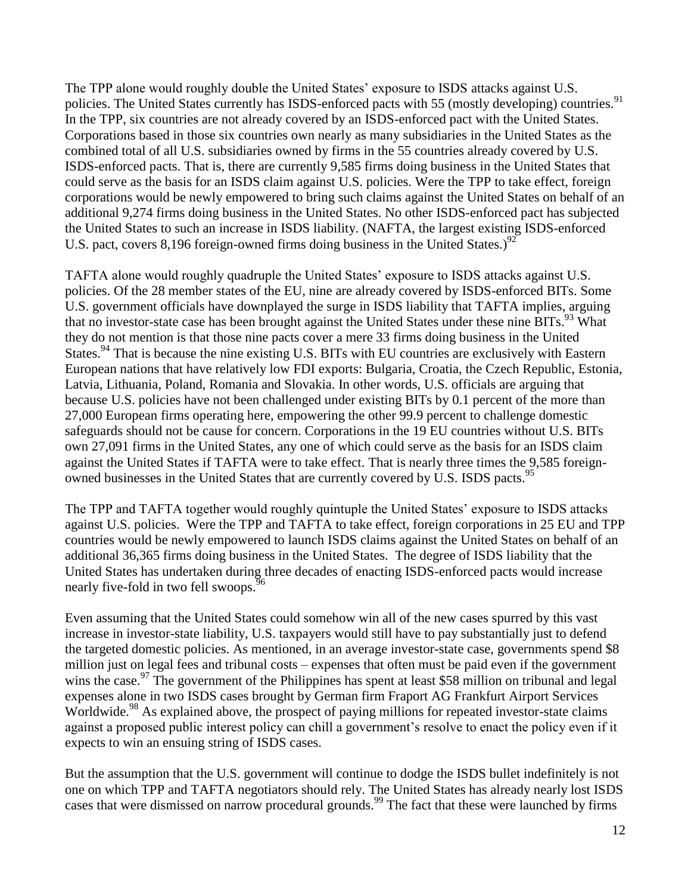The TPP alone would roughly double the United States' exposure to ISDS attacks against U.S. policies. The United States currently has ISDS-enforced pacts with 55 (mostly developing) countries.[91] In the TPP, six countries are not already covered by an ISDS-enforced pact with the United States. Corporations based in those six countries own nearly as many subsidiaries in the United States as the combined total of all U.S. subsidiaries owned by firms in the 55 countries already covered by U.S. ISDS-enforced pacts. That is, there are currently 9,585 firms doing business in the United States that could serve as the basis for an ISDS claim against U.S. policies. Were the TPP to take effect, foreign corporations would be newly empowered to bring such claims against the United States on behalf of an additional 9,274 firms doing business in the United States. No other ISDS-enforced pact has subjected the United States to such an increase in ISDS liability. (NAFTA, the largest existing ISDS-enforced U.S. pact, covers 8,196 foreign-owned firms doing business in the United States.)[92]

TAFTA alone would roughly quadruple the United States' exposure to ISDS attacks against U.S. policies. Of the 28 member states of the EU, nine are already covered by ISDS-enforced BITs. Some U.S. government officials have downplayed the surge in ISDS liability that TAFTA implies, arguing that no investor-state case has been brought against the United States under these nine BITs.[93] What they do not mention is that those nine pacts cover a mere 33 firms doing business in the United States.[94] That is because the nine existing U.S. BITs with EU countries are exclusively with Eastern European nations that have relatively low FDI exports: Bulgaria, Croatia, the Czech Republic, Estonia, Latvia, Lithuania, Poland, Romania and Slovakia. In other words, U.S. officials are arguing that because U.S. policies have not been challenged under existing BITs by 0.1 percent of the more than 27,000 European firms operating here, empowering the other 99.9 percent to challenge domestic safeguards should not be cause for concern. Corporations in the 19 EU countries without U.S. BITs own 27,091 firms in the United States, any one of which could serve as the basis for an ISDS claim against the United States if TAFTA were to take effect. That is nearly three times the 9,585 foreign-owned businesses in the United States that are currently covered by U.S. ISDS pacts.[95]

The TPP and TAFTA together would roughly quintuple the United States' exposure to ISDS attacks against U.S. policies. Were the TPP and TAFTA to take effect, foreign corporations in 25 EU and TPP countries would be newly empowered to launch ISDS claims against the United States on behalf of an additional 36,365 firms doing business in the United States. The degree of ISDS liability that the United States has undertaken during three decades of enacting ISDS-enforced pacts would increase nearly five-fold in two fell swoops.[96]

Even assuming that the United States could somehow win all of the new cases spurred by this vast increase in investor-state liability, U.S. taxpayers would still have to pay substantially just to defend the targeted domestic policies. As mentioned, in an average investor-state case, governments spend $8 million just on legal fees and tribunal costs – expenses that often must be paid even if the government wins the case.[97] The government of the Philippines has spent at least $58 million on tribunal and legal expenses alone in two ISDS cases brought by German firm Fraport AG Frankfurt Airport Services Worldwide.[98] As explained above, the prospect of paying millions for repeated investor-state claims against a proposed public interest policy can chill a government's resolve to enact the policy even if it expects to win an ensuing string of ISDS cases.

But the assumption that the U.S. government will continue to dodge the ISDS bullet indefinitely is not one on which TPP and TAFTA negotiators should rely. The United States has already nearly lost ISDS cases that were dismissed on narrow procedural grounds.[99] The fact that these were launched by firms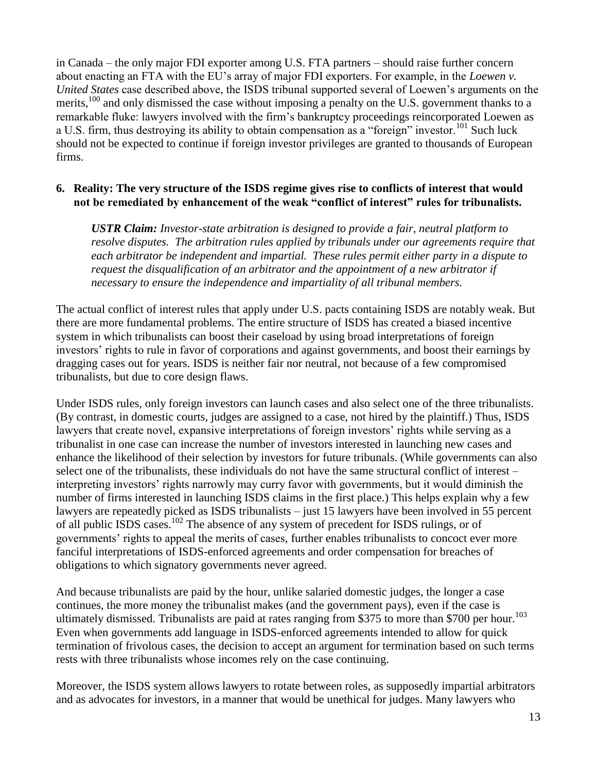in Canada – the only major FDI exporter among U.S. FTA partners – should raise further concern about enacting an FTA with the EU's array of major FDI exporters. For example, in the *Loewen v. United States* case described above, the ISDS tribunal supported several of Loewen's arguments on the merits,[100] and only dismissed the case without imposing a penalty on the U.S. government thanks to a remarkable fluke: lawyers involved with the firm's bankruptcy proceedings reincorporated Loewen as a U.S. firm, thus destroying its ability to obtain compensation as a "foreign" investor.[101] Such luck should not be expected to continue if foreign investor privileges are granted to thousands of European firms.

### 6. Reality: The very structure of the ISDS regime gives rise to conflicts of interest that would not be remediated by enhancement of the weak "conflict of interest" rules for tribunalists.

> ***USTR Claim:*** *Investor-state arbitration is designed to provide a fair, neutral platform to resolve disputes. The arbitration rules applied by tribunals under our agreements require that each arbitrator be independent and impartial. These rules permit either party in a dispute to request the disqualification of an arbitrator and the appointment of a new arbitrator if necessary to ensure the independence and impartiality of all tribunal members.*

The actual conflict of interest rules that apply under U.S. pacts containing ISDS are notably weak. But there are more fundamental problems. The entire structure of ISDS has created a biased incentive system in which tribunalists can boost their caseload by using broad interpretations of foreign investors' rights to rule in favor of corporations and against governments, and boost their earnings by dragging cases out for years. ISDS is neither fair nor neutral, not because of a few compromised tribunalists, but due to core design flaws.

Under ISDS rules, only foreign investors can launch cases and also select one of the three tribunalists. (By contrast, in domestic courts, judges are assigned to a case, not hired by the plaintiff.) Thus, ISDS lawyers that create novel, expansive interpretations of foreign investors' rights while serving as a tribunalist in one case can increase the number of investors interested in launching new cases and enhance the likelihood of their selection by investors for future tribunals. (While governments can also select one of the tribunalists, these individuals do not have the same structural conflict of interest – interpreting investors' rights narrowly may curry favor with governments, but it would diminish the number of firms interested in launching ISDS claims in the first place.) This helps explain why a few lawyers are repeatedly picked as ISDS tribunalists – just 15 lawyers have been involved in 55 percent of all public ISDS cases.[102] The absence of any system of precedent for ISDS rulings, or of governments' rights to appeal the merits of cases, further enables tribunalists to concoct ever more fanciful interpretations of ISDS-enforced agreements and order compensation for breaches of obligations to which signatory governments never agreed.

And because tribunalists are paid by the hour, unlike salaried domestic judges, the longer a case continues, the more money the tribunalist makes (and the government pays), even if the case is ultimately dismissed. Tribunalists are paid at rates ranging from $375 to more than $700 per hour.[103] Even when governments add language in ISDS-enforced agreements intended to allow for quick termination of frivolous cases, the decision to accept an argument for termination based on such terms rests with three tribunalists whose incomes rely on the case continuing.

Moreover, the ISDS system allows lawyers to rotate between roles, as supposedly impartial arbitrators and as advocates for investors, in a manner that would be unethical for judges. Many lawyers who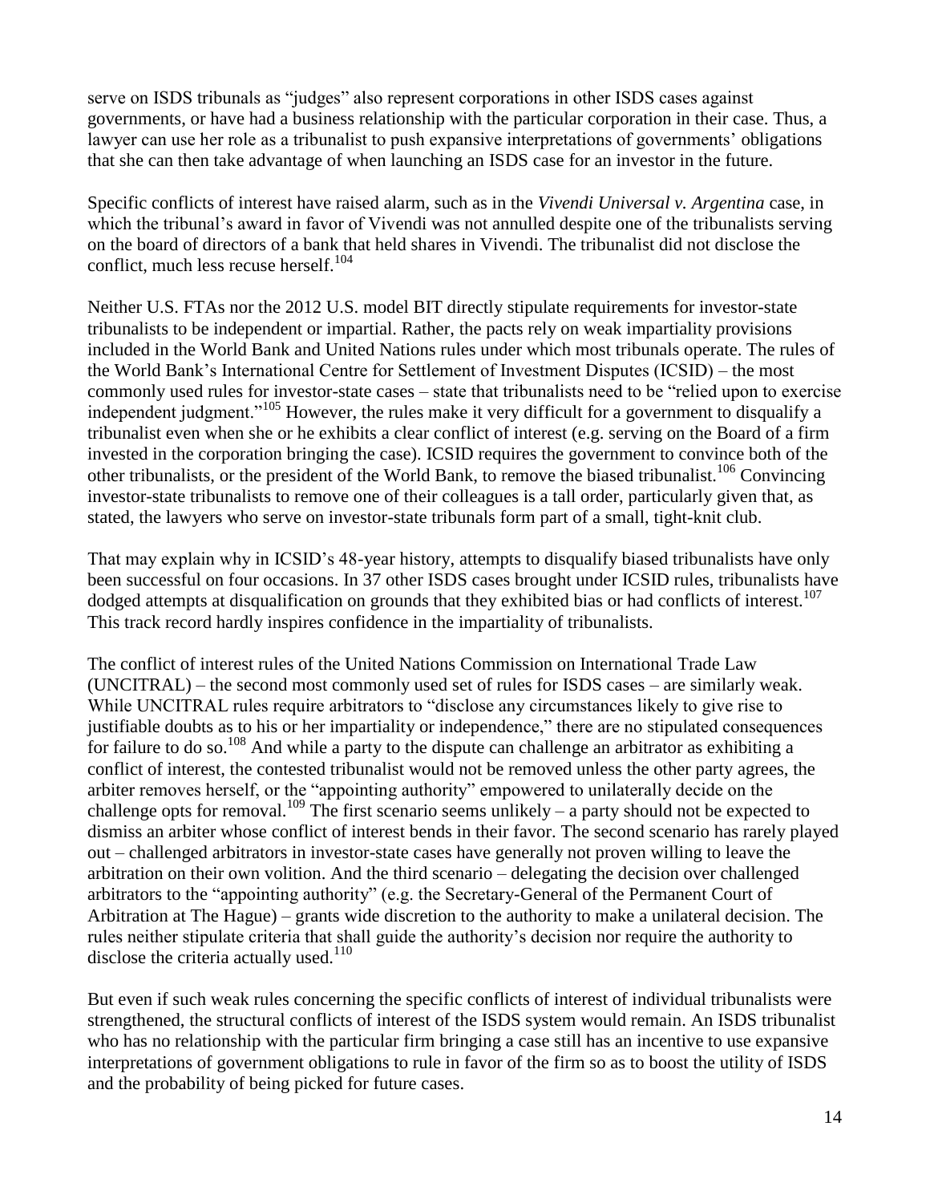serve on ISDS tribunals as "judges" also represent corporations in other ISDS cases against governments, or have had a business relationship with the particular corporation in their case. Thus, a lawyer can use her role as a tribunalist to push expansive interpretations of governments' obligations that she can then take advantage of when launching an ISDS case for an investor in the future.

Specific conflicts of interest have raised alarm, such as in the *Vivendi Universal v. Argentina* case, in which the tribunal's award in favor of Vivendi was not annulled despite one of the tribunalists serving on the board of directors of a bank that held shares in Vivendi. The tribunalist did not disclose the conflict, much less recuse herself.[104]

Neither U.S. FTAs nor the 2012 U.S. model BIT directly stipulate requirements for investor-state tribunalists to be independent or impartial. Rather, the pacts rely on weak impartiality provisions included in the World Bank and United Nations rules under which most tribunals operate. The rules of the World Bank's International Centre for Settlement of Investment Disputes (ICSID) – the most commonly used rules for investor-state cases – state that tribunalists need to be "relied upon to exercise independent judgment."[105] However, the rules make it very difficult for a government to disqualify a tribunalist even when she or he exhibits a clear conflict of interest (e.g. serving on the Board of a firm invested in the corporation bringing the case). ICSID requires the government to convince both of the other tribunalists, or the president of the World Bank, to remove the biased tribunalist.[106] Convincing investor-state tribunalists to remove one of their colleagues is a tall order, particularly given that, as stated, the lawyers who serve on investor-state tribunals form part of a small, tight-knit club.

That may explain why in ICSID's 48-year history, attempts to disqualify biased tribunalists have only been successful on four occasions. In 37 other ISDS cases brought under ICSID rules, tribunalists have dodged attempts at disqualification on grounds that they exhibited bias or had conflicts of interest.[107] This track record hardly inspires confidence in the impartiality of tribunalists.

The conflict of interest rules of the United Nations Commission on International Trade Law (UNCITRAL) – the second most commonly used set of rules for ISDS cases – are similarly weak. While UNCITRAL rules require arbitrators to "disclose any circumstances likely to give rise to justifiable doubts as to his or her impartiality or independence," there are no stipulated consequences for failure to do so.[108] And while a party to the dispute can challenge an arbitrator as exhibiting a conflict of interest, the contested tribunalist would not be removed unless the other party agrees, the arbiter removes herself, or the "appointing authority" empowered to unilaterally decide on the challenge opts for removal.[109] The first scenario seems unlikely – a party should not be expected to dismiss an arbiter whose conflict of interest bends in their favor. The second scenario has rarely played out – challenged arbitrators in investor-state cases have generally not proven willing to leave the arbitration on their own volition. And the third scenario – delegating the decision over challenged arbitrators to the "appointing authority" (e.g. the Secretary-General of the Permanent Court of Arbitration at The Hague) – grants wide discretion to the authority to make a unilateral decision. The rules neither stipulate criteria that shall guide the authority's decision nor require the authority to disclose the criteria actually used.[110]

But even if such weak rules concerning the specific conflicts of interest of individual tribunalists were strengthened, the structural conflicts of interest of the ISDS system would remain. An ISDS tribunalist who has no relationship with the particular firm bringing a case still has an incentive to use expansive interpretations of government obligations to rule in favor of the firm so as to boost the utility of ISDS and the probability of being picked for future cases.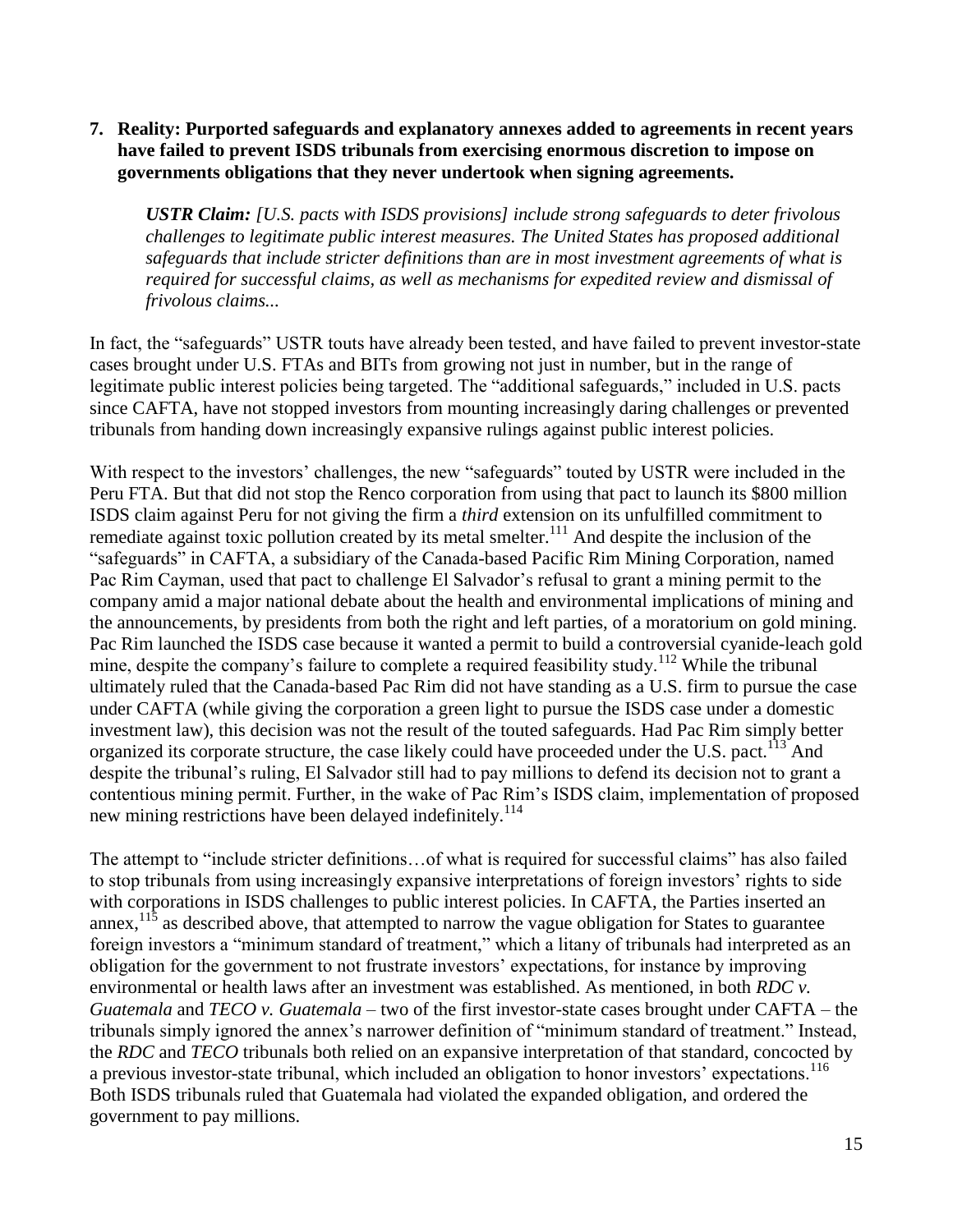**7. Reality: Purported safeguards and explanatory annexes added to agreements in recent years have failed to prevent ISDS tribunals from exercising enormous discretion to impose on governments obligations that they never undertook when signing agreements.**

> ***USTR Claim:*** *[U.S. pacts with ISDS provisions] include strong safeguards to deter frivolous challenges to legitimate public interest measures. The United States has proposed additional safeguards that include stricter definitions than are in most investment agreements of what is required for successful claims, as well as mechanisms for expedited review and dismissal of frivolous claims...*

In fact, the "safeguards" USTR touts have already been tested, and have failed to prevent investor-state cases brought under U.S. FTAs and BITs from growing not just in number, but in the range of legitimate public interest policies being targeted. The "additional safeguards," included in U.S. pacts since CAFTA, have not stopped investors from mounting increasingly daring challenges or prevented tribunals from handing down increasingly expansive rulings against public interest policies.

With respect to the investors' challenges, the new "safeguards" touted by USTR were included in the Peru FTA. But that did not stop the Renco corporation from using that pact to launch its $800 million ISDS claim against Peru for not giving the firm a *third* extension on its unfulfilled commitment to remediate against toxic pollution created by its metal smelter.[111] And despite the inclusion of the "safeguards" in CAFTA, a subsidiary of the Canada-based Pacific Rim Mining Corporation, named Pac Rim Cayman, used that pact to challenge El Salvador's refusal to grant a mining permit to the company amid a major national debate about the health and environmental implications of mining and the announcements, by presidents from both the right and left parties, of a moratorium on gold mining. Pac Rim launched the ISDS case because it wanted a permit to build a controversial cyanide-leach gold mine, despite the company's failure to complete a required feasibility study.[112] While the tribunal ultimately ruled that the Canada-based Pac Rim did not have standing as a U.S. firm to pursue the case under CAFTA (while giving the corporation a green light to pursue the ISDS case under a domestic investment law), this decision was not the result of the touted safeguards. Had Pac Rim simply better organized its corporate structure, the case likely could have proceeded under the U.S. pact.[113] And despite the tribunal's ruling, El Salvador still had to pay millions to defend its decision not to grant a contentious mining permit. Further, in the wake of Pac Rim's ISDS claim, implementation of proposed new mining restrictions have been delayed indefinitely.[114]

The attempt to "include stricter definitions…of what is required for successful claims" has also failed to stop tribunals from using increasingly expansive interpretations of foreign investors' rights to side with corporations in ISDS challenges to public interest policies. In CAFTA, the Parties inserted an annex,[115] as described above, that attempted to narrow the vague obligation for States to guarantee foreign investors a "minimum standard of treatment," which a litany of tribunals had interpreted as an obligation for the government to not frustrate investors' expectations, for instance by improving environmental or health laws after an investment was established. As mentioned, in both *RDC v. Guatemala* and *TECO v. Guatemala* – two of the first investor-state cases brought under CAFTA – the tribunals simply ignored the annex's narrower definition of "minimum standard of treatment." Instead, the *RDC* and *TECO* tribunals both relied on an expansive interpretation of that standard, concocted by a previous investor-state tribunal, which included an obligation to honor investors' expectations.[116] Both ISDS tribunals ruled that Guatemala had violated the expanded obligation, and ordered the government to pay millions.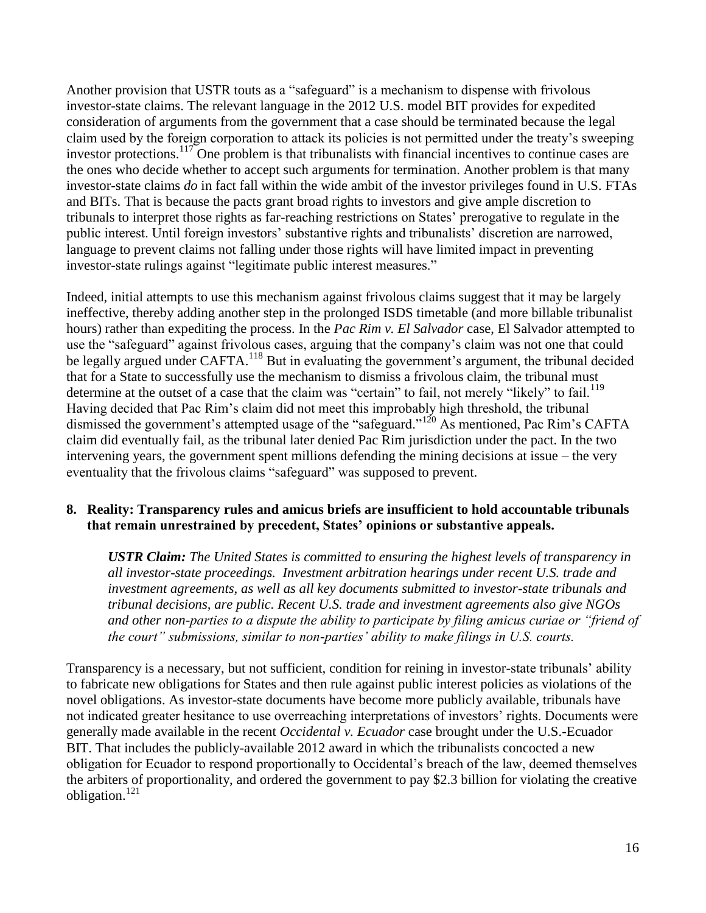Another provision that USTR touts as a "safeguard" is a mechanism to dispense with frivolous investor-state claims. The relevant language in the 2012 U.S. model BIT provides for expedited consideration of arguments from the government that a case should be terminated because the legal claim used by the foreign corporation to attack its policies is not permitted under the treaty's sweeping investor protections.[117] One problem is that tribunalists with financial incentives to continue cases are the ones who decide whether to accept such arguments for termination. Another problem is that many investor-state claims *do* in fact fall within the wide ambit of the investor privileges found in U.S. FTAs and BITs. That is because the pacts grant broad rights to investors and give ample discretion to tribunals to interpret those rights as far-reaching restrictions on States' prerogative to regulate in the public interest. Until foreign investors' substantive rights and tribunalists' discretion are narrowed, language to prevent claims not falling under those rights will have limited impact in preventing investor-state rulings against "legitimate public interest measures."

Indeed, initial attempts to use this mechanism against frivolous claims suggest that it may be largely ineffective, thereby adding another step in the prolonged ISDS timetable (and more billable tribunalist hours) rather than expediting the process. In the *Pac Rim v. El Salvador* case, El Salvador attempted to use the "safeguard" against frivolous cases, arguing that the company's claim was not one that could be legally argued under CAFTA.[118] But in evaluating the government's argument, the tribunal decided that for a State to successfully use the mechanism to dismiss a frivolous claim, the tribunal must determine at the outset of a case that the claim was "certain" to fail, not merely "likely" to fail.[119] Having decided that Pac Rim's claim did not meet this improbably high threshold, the tribunal dismissed the government's attempted usage of the "safeguard."[120] As mentioned, Pac Rim's CAFTA claim did eventually fail, as the tribunal later denied Pac Rim jurisdiction under the pact. In the two intervening years, the government spent millions defending the mining decisions at issue – the very eventuality that the frivolous claims "safeguard" was supposed to prevent.

### 8. Reality: Transparency rules and amicus briefs are insufficient to hold accountable tribunals that remain unrestrained by precedent, States' opinions or substantive appeals.

> ***USTR Claim:*** *The United States is committed to ensuring the highest levels of transparency in all investor-state proceedings. Investment arbitration hearings under recent U.S. trade and investment agreements, as well as all key documents submitted to investor-state tribunals and tribunal decisions, are public. Recent U.S. trade and investment agreements also give NGOs and other non-parties to a dispute the ability to participate by filing amicus curiae or "friend of the court" submissions, similar to non-parties' ability to make filings in U.S. courts.*

Transparency is a necessary, but not sufficient, condition for reining in investor-state tribunals' ability to fabricate new obligations for States and then rule against public interest policies as violations of the novel obligations. As investor-state documents have become more publicly available, tribunals have not indicated greater hesitance to use overreaching interpretations of investors' rights. Documents were generally made available in the recent *Occidental v. Ecuador* case brought under the U.S.-Ecuador BIT. That includes the publicly-available 2012 award in which the tribunalists concocted a new obligation for Ecuador to respond proportionally to Occidental's breach of the law, deemed themselves the arbiters of proportionality, and ordered the government to pay $2.3 billion for violating the creative obligation.[121]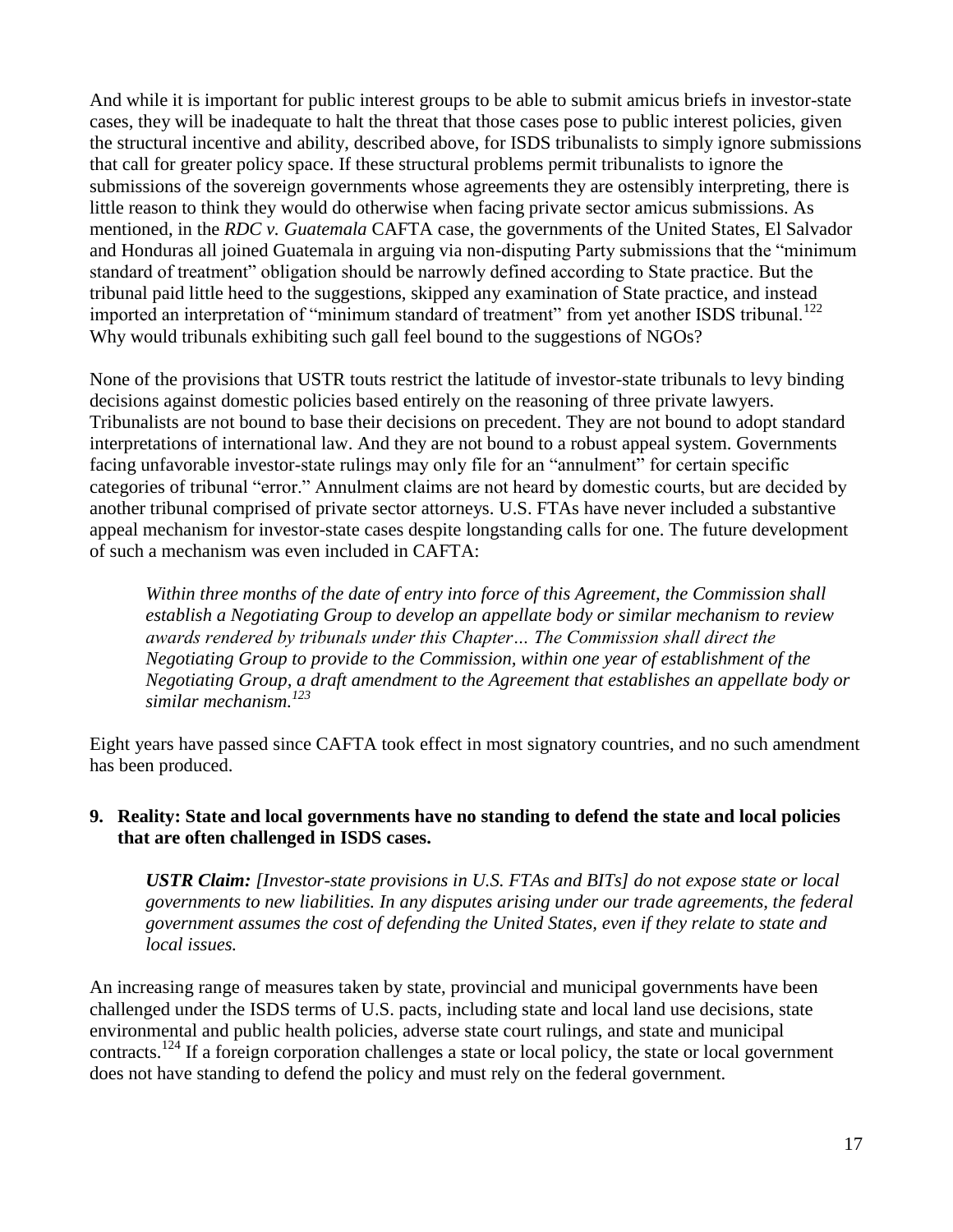And while it is important for public interest groups to be able to submit amicus briefs in investor-state cases, they will be inadequate to halt the threat that those cases pose to public interest policies, given the structural incentive and ability, described above, for ISDS tribunalists to simply ignore submissions that call for greater policy space. If these structural problems permit tribunalists to ignore the submissions of the sovereign governments whose agreements they are ostensibly interpreting, there is little reason to think they would do otherwise when facing private sector amicus submissions. As mentioned, in the *RDC v. Guatemala* CAFTA case, the governments of the United States, El Salvador and Honduras all joined Guatemala in arguing via non-disputing Party submissions that the "minimum standard of treatment" obligation should be narrowly defined according to State practice. But the tribunal paid little heed to the suggestions, skipped any examination of State practice, and instead imported an interpretation of "minimum standard of treatment" from yet another ISDS tribunal.[122] Why would tribunals exhibiting such gall feel bound to the suggestions of NGOs?

None of the provisions that USTR touts restrict the latitude of investor-state tribunals to levy binding decisions against domestic policies based entirely on the reasoning of three private lawyers. Tribunalists are not bound to base their decisions on precedent. They are not bound to adopt standard interpretations of international law. And they are not bound to a robust appeal system. Governments facing unfavorable investor-state rulings may only file for an "annulment" for certain specific categories of tribunal "error." Annulment claims are not heard by domestic courts, but are decided by another tribunal comprised of private sector attorneys. U.S. FTAs have never included a substantive appeal mechanism for investor-state cases despite longstanding calls for one. The future development of such a mechanism was even included in CAFTA:

> *Within three months of the date of entry into force of this Agreement, the Commission shall establish a Negotiating Group to develop an appellate body or similar mechanism to review awards rendered by tribunals under this Chapter… The Commission shall direct the Negotiating Group to provide to the Commission, within one year of establishment of the Negotiating Group, a draft amendment to the Agreement that establishes an appellate body or similar mechanism.*[123]

Eight years have passed since CAFTA took effect in most signatory countries, and no such amendment has been produced.

### 9. Reality: State and local governments have no standing to defend the state and local policies that are often challenged in ISDS cases.

> ***USTR Claim:*** *[Investor-state provisions in U.S. FTAs and BITs] do not expose state or local governments to new liabilities. In any disputes arising under our trade agreements, the federal government assumes the cost of defending the United States, even if they relate to state and local issues.*

An increasing range of measures taken by state, provincial and municipal governments have been challenged under the ISDS terms of U.S. pacts, including state and local land use decisions, state environmental and public health policies, adverse state court rulings, and state and municipal contracts.[124] If a foreign corporation challenges a state or local policy, the state or local government does not have standing to defend the policy and must rely on the federal government.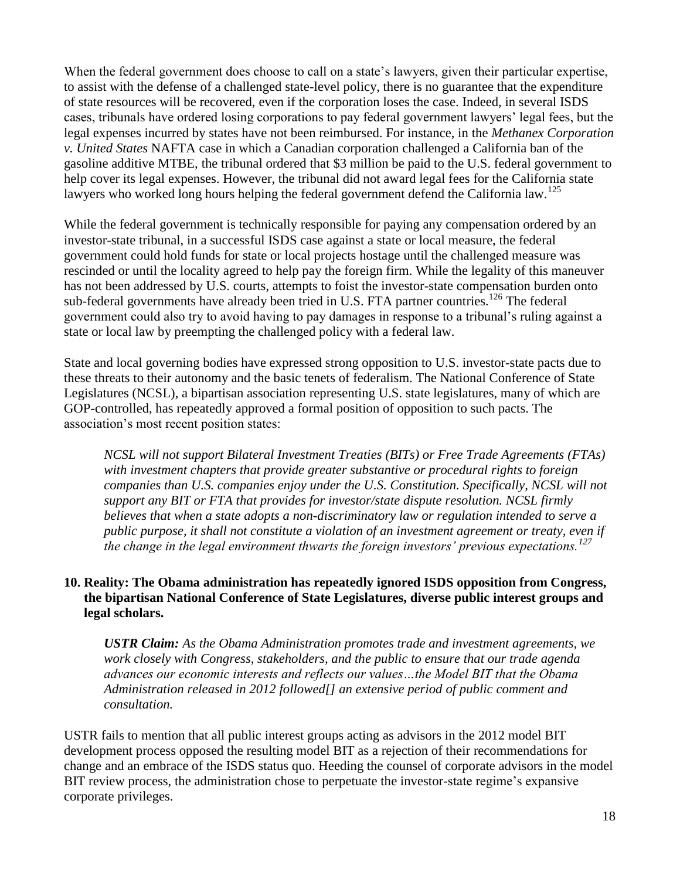When the federal government does choose to call on a state's lawyers, given their particular expertise, to assist with the defense of a challenged state-level policy, there is no guarantee that the expenditure of state resources will be recovered, even if the corporation loses the case. Indeed, in several ISDS cases, tribunals have ordered losing corporations to pay federal government lawyers' legal fees, but the legal expenses incurred by states have not been reimbursed. For instance, in the *Methanex Corporation v. United States* NAFTA case in which a Canadian corporation challenged a California ban of the gasoline additive MTBE, the tribunal ordered that $3 million be paid to the U.S. federal government to help cover its legal expenses. However, the tribunal did not award legal fees for the California state lawyers who worked long hours helping the federal government defend the California law.[125]

While the federal government is technically responsible for paying any compensation ordered by an investor-state tribunal, in a successful ISDS case against a state or local measure, the federal government could hold funds for state or local projects hostage until the challenged measure was rescinded or until the locality agreed to help pay the foreign firm. While the legality of this maneuver has not been addressed by U.S. courts, attempts to foist the investor-state compensation burden onto sub-federal governments have already been tried in U.S. FTA partner countries.[126] The federal government could also try to avoid having to pay damages in response to a tribunal's ruling against a state or local law by preempting the challenged policy with a federal law.

State and local governing bodies have expressed strong opposition to U.S. investor-state pacts due to these threats to their autonomy and the basic tenets of federalism. The National Conference of State Legislatures (NCSL), a bipartisan association representing U.S. state legislatures, many of which are GOP-controlled, has repeatedly approved a formal position of opposition to such pacts. The association's most recent position states:

> *NCSL will not support Bilateral Investment Treaties (BITs) or Free Trade Agreements (FTAs) with investment chapters that provide greater substantive or procedural rights to foreign companies than U.S. companies enjoy under the U.S. Constitution. Specifically, NCSL will not support any BIT or FTA that provides for investor/state dispute resolution. NCSL firmly believes that when a state adopts a non-discriminatory law or regulation intended to serve a public purpose, it shall not constitute a violation of an investment agreement or treaty, even if the change in the legal environment thwarts the foreign investors' previous expectations.*[127]

### 10. Reality: The Obama administration has repeatedly ignored ISDS opposition from Congress, the bipartisan National Conference of State Legislatures, diverse public interest groups and legal scholars.

> ***USTR Claim:*** *As the Obama Administration promotes trade and investment agreements, we work closely with Congress, stakeholders, and the public to ensure that our trade agenda advances our economic interests and reflects our values…the Model BIT that the Obama Administration released in 2012 followed[] an extensive period of public comment and consultation.*

USTR fails to mention that all public interest groups acting as advisors in the 2012 model BIT development process opposed the resulting model BIT as a rejection of their recommendations for change and an embrace of the ISDS status quo. Heeding the counsel of corporate advisors in the model BIT review process, the administration chose to perpetuate the investor-state regime's expansive corporate privileges.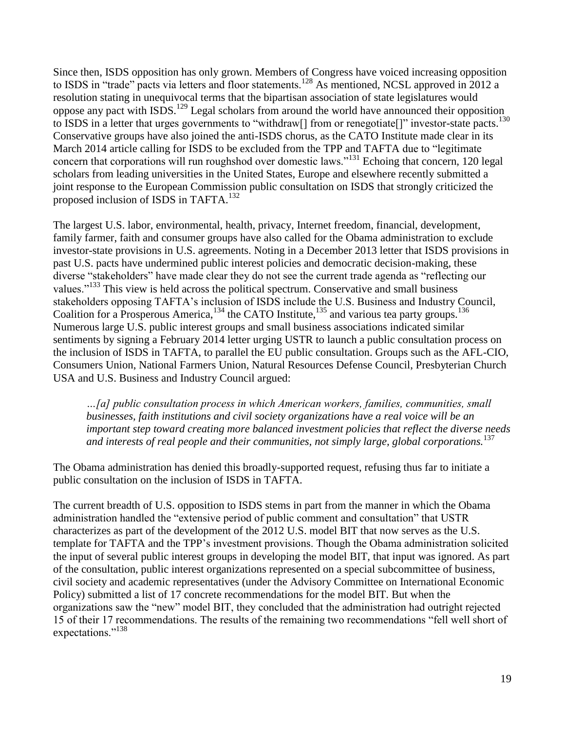Since then, ISDS opposition has only grown. Members of Congress have voiced increasing opposition to ISDS in "trade" pacts via letters and floor statements.[128] As mentioned, NCSL approved in 2012 a resolution stating in unequivocal terms that the bipartisan association of state legislatures would oppose any pact with ISDS.[129] Legal scholars from around the world have announced their opposition to ISDS in a letter that urges governments to "withdraw[] from or renegotiate[]" investor-state pacts.[130] Conservative groups have also joined the anti-ISDS chorus, as the CATO Institute made clear in its March 2014 article calling for ISDS to be excluded from the TPP and TAFTA due to "legitimate concern that corporations will run roughshod over domestic laws."[131] Echoing that concern, 120 legal scholars from leading universities in the United States, Europe and elsewhere recently submitted a joint response to the European Commission public consultation on ISDS that strongly criticized the proposed inclusion of ISDS in TAFTA.[132]

The largest U.S. labor, environmental, health, privacy, Internet freedom, financial, development, family farmer, faith and consumer groups have also called for the Obama administration to exclude investor-state provisions in U.S. agreements. Noting in a December 2013 letter that ISDS provisions in past U.S. pacts have undermined public interest policies and democratic decision-making, these diverse "stakeholders" have made clear they do not see the current trade agenda as "reflecting our values."[133] This view is held across the political spectrum. Conservative and small business stakeholders opposing TAFTA's inclusion of ISDS include the U.S. Business and Industry Council, Coalition for a Prosperous America,[134] the CATO Institute,[135] and various tea party groups.[136] Numerous large U.S. public interest groups and small business associations indicated similar sentiments by signing a February 2014 letter urging USTR to launch a public consultation process on the inclusion of ISDS in TAFTA, to parallel the EU public consultation. Groups such as the AFL-CIO, Consumers Union, National Farmers Union, Natural Resources Defense Council, Presbyterian Church USA and U.S. Business and Industry Council argued:

> *…[a] public consultation process in which American workers, families, communities, small businesses, faith institutions and civil society organizations have a real voice will be an important step toward creating more balanced investment policies that reflect the diverse needs and interests of real people and their communities, not simply large, global corporations.*[137]

The Obama administration has denied this broadly-supported request, refusing thus far to initiate a public consultation on the inclusion of ISDS in TAFTA.

The current breadth of U.S. opposition to ISDS stems in part from the manner in which the Obama administration handled the "extensive period of public comment and consultation" that USTR characterizes as part of the development of the 2012 U.S. model BIT that now serves as the U.S. template for TAFTA and the TPP's investment provisions. Though the Obama administration solicited the input of several public interest groups in developing the model BIT, that input was ignored. As part of the consultation, public interest organizations represented on a special subcommittee of business, civil society and academic representatives (under the Advisory Committee on International Economic Policy) submitted a list of 17 concrete recommendations for the model BIT. But when the organizations saw the "new" model BIT, they concluded that the administration had outright rejected 15 of their 17 recommendations. The results of the remaining two recommendations "fell well short of expectations."[138]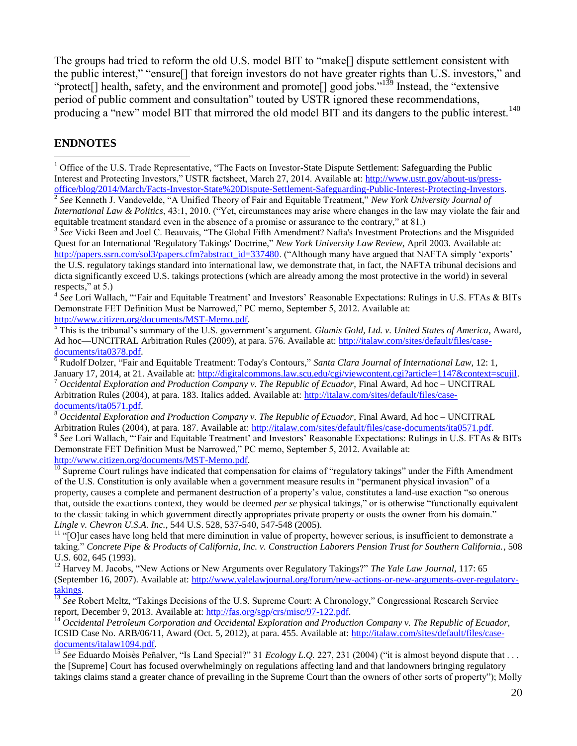The groups had tried to reform the old U.S. model BIT to "make[] dispute settlement consistent with the public interest," "ensure[] that foreign investors do not have greater rights than U.S. investors," and "protect[] health, safety, and the environment and promote[] good jobs."[139] Instead, the "extensive period of public comment and consultation" touted by USTR ignored these recommendations, producing a "new" model BIT that mirrored the old model BIT and its dangers to the public interest.[140]

## ENDNOTES

[1] Office of the U.S. Trade Representative, "The Facts on Investor-State Dispute Settlement: Safeguarding the Public Interest and Protecting Investors," USTR factsheet, March 27, 2014. Available at: http://www.ustr.gov/about-us/press-office/blog/2014/March/Facts-Investor-State%20Dispute-Settlement-Safeguarding-Public-Interest-Protecting-Investors.

[2] *See* Kenneth J. Vandevelde, "A Unified Theory of Fair and Equitable Treatment," *New York University Journal of International Law & Politics*, 43:1, 2010. ("Yet, circumstances may arise where changes in the law may violate the fair and equitable treatment standard even in the absence of a promise or assurance to the contrary," at 81.)

[3] *See* Vicki Been and Joel C. Beauvais, "The Global Fifth Amendment? Nafta's Investment Protections and the Misguided Quest for an International 'Regulatory Takings' Doctrine," *New York University Law Review*, April 2003. Available at: http://papers.ssrn.com/sol3/papers.cfm?abstract_id=337480. ("Although many have argued that NAFTA simply 'exports' the U.S. regulatory takings standard into international law, we demonstrate that, in fact, the NAFTA tribunal decisions and dicta significantly exceed U.S. takings protections (which are already among the most protective in the world) in several respects," at 5.)

[4] *See* Lori Wallach, "'Fair and Equitable Treatment' and Investors' Reasonable Expectations: Rulings in U.S. FTAs & BITs Demonstrate FET Definition Must be Narrowed," PC memo, September 5, 2012. Available at: http://www.citizen.org/documents/MST-Memo.pdf.

[5] This is the tribunal's summary of the U.S. government's argument. *Glamis Gold, Ltd. v. United States of America*, Award, Ad hoc—UNCITRAL Arbitration Rules (2009), at para. 576. Available at: http://italaw.com/sites/default/files/case-documents/ita0378.pdf.

[6] Rudolf Dolzer, "Fair and Equitable Treatment: Today's Contours," *Santa Clara Journal of International Law*, 12: 1, January 17, 2014, at 21. Available at: http://digitalcommons.law.scu.edu/cgi/viewcontent.cgi?article=1147&context=scujil.

[7] *Occidental Exploration and Production Company v. The Republic of Ecuador*, Final Award, Ad hoc – UNCITRAL Arbitration Rules (2004), at para. 183. Italics added. Available at: http://italaw.com/sites/default/files/case-documents/ita0571.pdf.

[8] *Occidental Exploration and Production Company v. The Republic of Ecuador*, Final Award, Ad hoc – UNCITRAL Arbitration Rules (2004), at para. 187. Available at: http://italaw.com/sites/default/files/case-documents/ita0571.pdf.

[9] *See* Lori Wallach, "'Fair and Equitable Treatment' and Investors' Reasonable Expectations: Rulings in U.S. FTAs & BITs Demonstrate FET Definition Must be Narrowed," PC memo, September 5, 2012. Available at: http://www.citizen.org/documents/MST-Memo.pdf.

[10] Supreme Court rulings have indicated that compensation for claims of "regulatory takings" under the Fifth Amendment of the U.S. Constitution is only available when a government measure results in "permanent physical invasion" of a property, causes a complete and permanent destruction of a property's value, constitutes a land-use exaction "so onerous that, outside the exactions context, they would be deemed *per se* physical takings," or is otherwise "functionally equivalent to the classic taking in which government directly appropriates private property or ousts the owner from his domain." *Lingle v. Chevron U.S.A. Inc.*, 544 U.S. 528, 537-540, 547-548 (2005).

[11] "[O]ur cases have long held that mere diminution in value of property, however serious, is insufficient to demonstrate a taking." *Concrete Pipe & Products of California, Inc. v. Construction Laborers Pension Trust for Southern California.*, 508 U.S. 602, 645 (1993).

[12] Harvey M. Jacobs, "New Actions or New Arguments over Regulatory Takings?" *The Yale Law Journal*, 117: 65 (September 16, 2007). Available at: http://www.yalelawjournal.org/forum/new-actions-or-new-arguments-over-regulatory-takings.

[13] *See* Robert Meltz, "Takings Decisions of the U.S. Supreme Court: A Chronology," Congressional Research Service report, December 9, 2013. Available at: http://fas.org/sgp/crs/misc/97-122.pdf.

[14] *Occidental Petroleum Corporation and Occidental Exploration and Production Company v. The Republic of Ecuador*, ICSID Case No. ARB/06/11, Award (Oct. 5, 2012), at para. 455. Available at: http://italaw.com/sites/default/files/case-documents/italaw1094.pdf.

[15] *See* Eduardo Moisès Peñalver, "Is Land Special?" 31 *Ecology L.Q.* 227, 231 (2004) ("it is almost beyond dispute that . . . the [Supreme] Court has focused overwhelmingly on regulations affecting land and that landowners bringing regulatory takings claims stand a greater chance of prevailing in the Supreme Court than the owners of other sorts of property"); Molly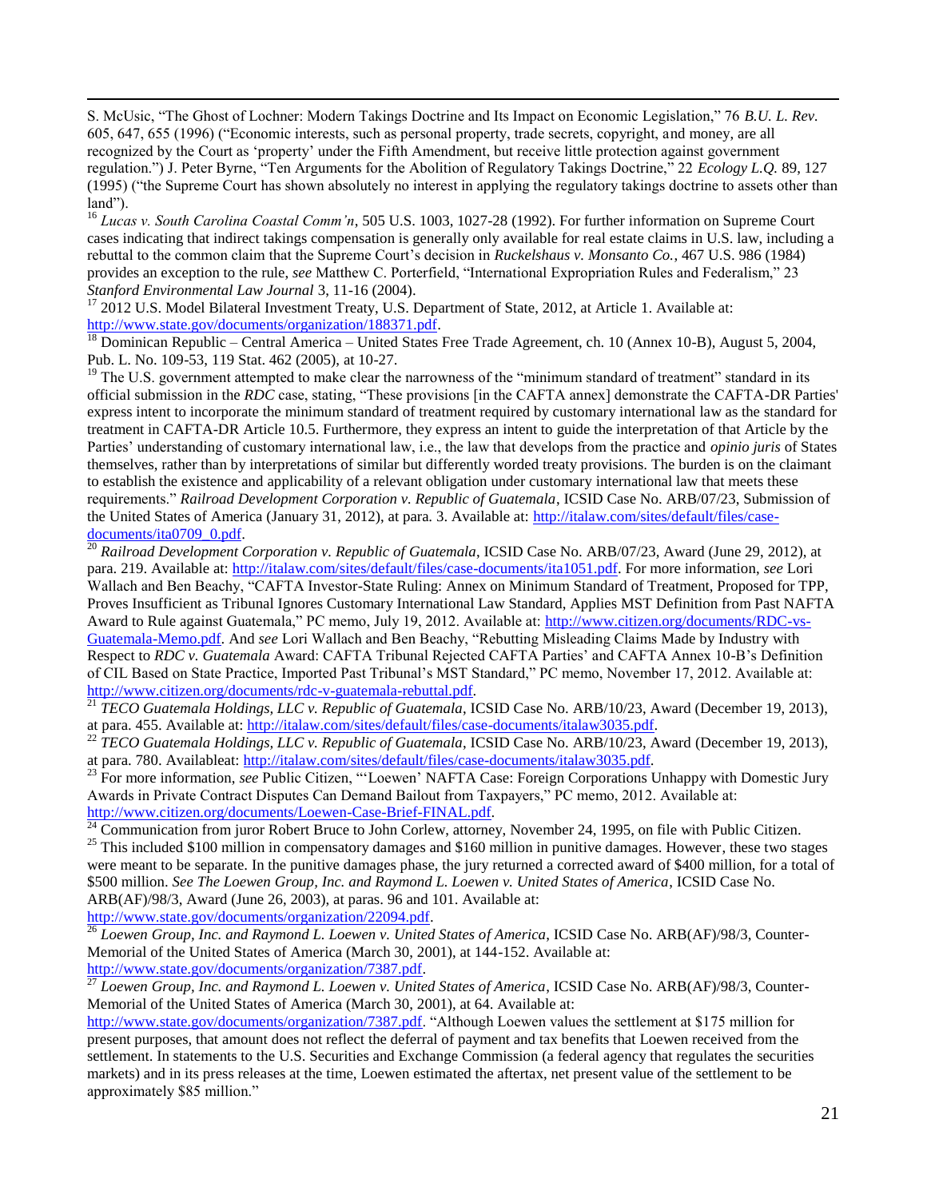S. McUsic, "The Ghost of Lochner: Modern Takings Doctrine and Its Impact on Economic Legislation," 76 *B.U. L. Rev.* 605, 647, 655 (1996) ("Economic interests, such as personal property, trade secrets, copyright, and money, are all recognized by the Court as 'property' under the Fifth Amendment, but receive little protection against government regulation.") J. Peter Byrne, "Ten Arguments for the Abolition of Regulatory Takings Doctrine," 22 *Ecology L.Q.* 89, 127 (1995) ("the Supreme Court has shown absolutely no interest in applying the regulatory takings doctrine to assets other than land").

[16] *Lucas v. South Carolina Coastal Comm'n*, 505 U.S. 1003, 1027-28 (1992). For further information on Supreme Court cases indicating that indirect takings compensation is generally only available for real estate claims in U.S. law, including a rebuttal to the common claim that the Supreme Court's decision in *Ruckelshaus v. Monsanto Co.*, 467 U.S. 986 (1984) provides an exception to the rule, *see* Matthew C. Porterfield, "International Expropriation Rules and Federalism," 23 *Stanford Environmental Law Journal* 3, 11-16 (2004).

[17] 2012 U.S. Model Bilateral Investment Treaty, U.S. Department of State, 2012, at Article 1. Available at: http://www.state.gov/documents/organization/188371.pdf.

[18] Dominican Republic – Central America – United States Free Trade Agreement, ch. 10 (Annex 10-B), August 5, 2004, Pub. L. No. 109-53, 119 Stat. 462 (2005), at 10-27.

[19] The U.S. government attempted to make clear the narrowness of the "minimum standard of treatment" standard in its official submission in the *RDC* case, stating, "These provisions [in the CAFTA annex] demonstrate the CAFTA-DR Parties' express intent to incorporate the minimum standard of treatment required by customary international law as the standard for treatment in CAFTA-DR Article 10.5. Furthermore, they express an intent to guide the interpretation of that Article by the Parties' understanding of customary international law, i.e., the law that develops from the practice and *opinio juris* of States themselves, rather than by interpretations of similar but differently worded treaty provisions. The burden is on the claimant to establish the existence and applicability of a relevant obligation under customary international law that meets these requirements." *Railroad Development Corporation v. Republic of Guatemala*, ICSID Case No. ARB/07/23, Submission of the United States of America (January 31, 2012), at para. 3. Available at: http://italaw.com/sites/default/files/case-documents/ita0709_0.pdf.

[20] *Railroad Development Corporation v. Republic of Guatemala*, ICSID Case No. ARB/07/23, Award (June 29, 2012), at para. 219. Available at: http://italaw.com/sites/default/files/case-documents/ita1051.pdf. For more information, *see* Lori Wallach and Ben Beachy, "CAFTA Investor-State Ruling: Annex on Minimum Standard of Treatment, Proposed for TPP, Proves Insufficient as Tribunal Ignores Customary International Law Standard, Applies MST Definition from Past NAFTA Award to Rule against Guatemala," PC memo, July 19, 2012. Available at: http://www.citizen.org/documents/RDC-vs-Guatemala-Memo.pdf. And *see* Lori Wallach and Ben Beachy, "Rebutting Misleading Claims Made by Industry with Respect to *RDC v. Guatemala* Award: CAFTA Tribunal Rejected CAFTA Parties' and CAFTA Annex 10-B's Definition of CIL Based on State Practice, Imported Past Tribunal's MST Standard," PC memo, November 17, 2012. Available at: http://www.citizen.org/documents/rdc-v-guatemala-rebuttal.pdf.

[21] *TECO Guatemala Holdings, LLC v. Republic of Guatemala*, ICSID Case No. ARB/10/23, Award (December 19, 2013), at para. 455. Available at: http://italaw.com/sites/default/files/case-documents/italaw3035.pdf.

[22] *TECO Guatemala Holdings, LLC v. Republic of Guatemala*, ICSID Case No. ARB/10/23, Award (December 19, 2013), at para. 780. Availableat: http://italaw.com/sites/default/files/case-documents/italaw3035.pdf.

[23] For more information, *see* Public Citizen, "'Loewen' NAFTA Case: Foreign Corporations Unhappy with Domestic Jury Awards in Private Contract Disputes Can Demand Bailout from Taxpayers," PC memo, 2012. Available at: http://www.citizen.org/documents/Loewen-Case-Brief-FINAL.pdf.

[24] Communication from juror Robert Bruce to John Corlew, attorney, November 24, 1995, on file with Public Citizen.

[25] This included $100 million in compensatory damages and $160 million in punitive damages. However, these two stages were meant to be separate. In the punitive damages phase, the jury returned a corrected award of $400 million, for a total of $500 million. *See The Loewen Group, Inc. and Raymond L. Loewen v. United States of America*, ICSID Case No. ARB(AF)/98/3, Award (June 26, 2003), at paras. 96 and 101. Available at: http://www.state.gov/documents/organization/22094.pdf.

[26] *Loewen Group, Inc. and Raymond L. Loewen v. United States of America*, ICSID Case No. ARB(AF)/98/3, Counter-Memorial of the United States of America (March 30, 2001), at 144-152. Available at: http://www.state.gov/documents/organization/7387.pdf.

[27] *Loewen Group, Inc. and Raymond L. Loewen v. United States of America*, ICSID Case No. ARB(AF)/98/3, Counter-Memorial of the United States of America (March 30, 2001), at 64. Available at: http://www.state.gov/documents/organization/7387.pdf. "Although Loewen values the settlement at $175 million for present purposes, that amount does not reflect the deferral of payment and tax benefits that Loewen received from the settlement. In statements to the U.S. Securities and Exchange Commission (a federal agency that regulates the securities markets) and in its press releases at the time, Loewen estimated the aftertax, net present value of the settlement to be approximately $85 million."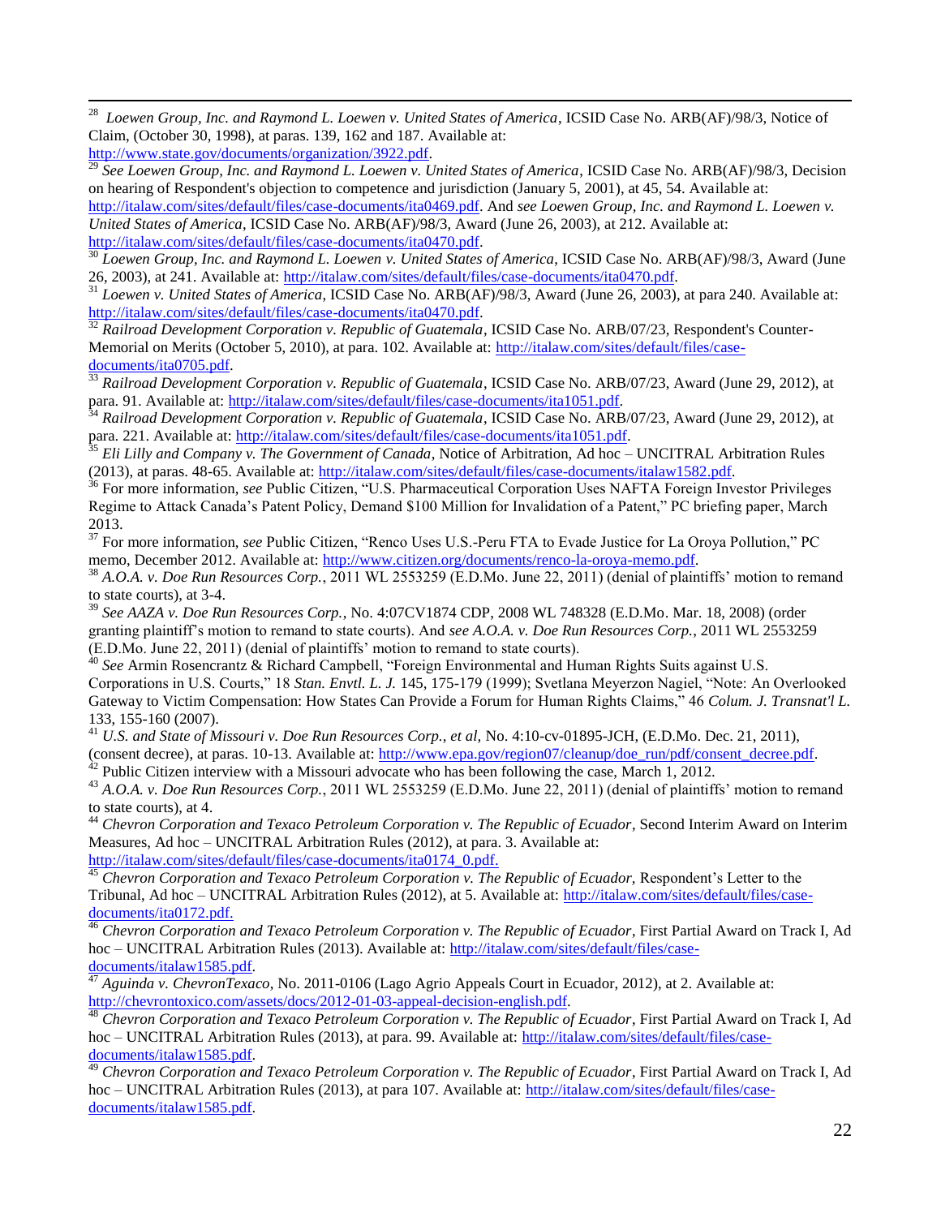[28] *Loewen Group, Inc. and Raymond L. Loewen v. United States of America*, ICSID Case No. ARB(AF)/98/3, Notice of Claim, (October 30, 1998), at paras. 139, 162 and 187. Available at: http://www.state.gov/documents/organization/3922.pdf.

[29] *See Loewen Group, Inc. and Raymond L. Loewen v. United States of America*, ICSID Case No. ARB(AF)/98/3, Decision on hearing of Respondent's objection to competence and jurisdiction (January 5, 2001), at 45, 54. Available at: http://italaw.com/sites/default/files/case-documents/ita0469.pdf. And *see Loewen Group, Inc. and Raymond L. Loewen v. United States of America*, ICSID Case No. ARB(AF)/98/3, Award (June 26, 2003), at 212. Available at: http://italaw.com/sites/default/files/case-documents/ita0470.pdf.

[30] *Loewen Group, Inc. and Raymond L. Loewen v. United States of America*, ICSID Case No. ARB(AF)/98/3, Award (June 26, 2003), at 241. Available at: http://italaw.com/sites/default/files/case-documents/ita0470.pdf.

[31] *Loewen v. United States of America*, ICSID Case No. ARB(AF)/98/3, Award (June 26, 2003), at para 240. Available at: http://italaw.com/sites/default/files/case-documents/ita0470.pdf.

[32] *Railroad Development Corporation v. Republic of Guatemala*, ICSID Case No. ARB/07/23, Respondent's Counter-Memorial on Merits (October 5, 2010), at para. 102. Available at: http://italaw.com/sites/default/files/case-documents/ita0705.pdf.

[33] *Railroad Development Corporation v. Republic of Guatemala*, ICSID Case No. ARB/07/23, Award (June 29, 2012), at para. 91. Available at: http://italaw.com/sites/default/files/case-documents/ita1051.pdf.

[34] *Railroad Development Corporation v. Republic of Guatemala*, ICSID Case No. ARB/07/23, Award (June 29, 2012), at para. 221. Available at: http://italaw.com/sites/default/files/case-documents/ita1051.pdf.

[35] *Eli Lilly and Company v. The Government of Canada*, Notice of Arbitration, Ad hoc – UNCITRAL Arbitration Rules (2013), at paras. 48-65. Available at: http://italaw.com/sites/default/files/case-documents/italaw1582.pdf.

[36] For more information, *see* Public Citizen, "U.S. Pharmaceutical Corporation Uses NAFTA Foreign Investor Privileges Regime to Attack Canada's Patent Policy, Demand $100 Million for Invalidation of a Patent," PC briefing paper, March 2013.

[37] For more information, *see* Public Citizen, "Renco Uses U.S.-Peru FTA to Evade Justice for La Oroya Pollution," PC memo, December 2012. Available at: http://www.citizen.org/documents/renco-la-oroya-memo.pdf.

[38] *A.O.A. v. Doe Run Resources Corp.*, 2011 WL 2553259 (E.D.Mo. June 22, 2011) (denial of plaintiffs' motion to remand to state courts), at 3-4.

[39] *See AAZA v. Doe Run Resources Corp.*, No. 4:07CV1874 CDP, 2008 WL 748328 (E.D.Mo. Mar. 18, 2008) (order granting plaintiff's motion to remand to state courts). And *see A.O.A. v. Doe Run Resources Corp.*, 2011 WL 2553259 (E.D.Mo. June 22, 2011) (denial of plaintiffs' motion to remand to state courts).

[40] *See* Armin Rosencrantz & Richard Campbell, "Foreign Environmental and Human Rights Suits against U.S. Corporations in U.S. Courts," 18 *Stan. Envtl. L. J.* 145, 175-179 (1999); Svetlana Meyerzon Nagiel, "Note: An Overlooked Gateway to Victim Compensation: How States Can Provide a Forum for Human Rights Claims," 46 *Colum. J. Transnat'l L.* 133, 155-160 (2007).

[41] *U.S. and State of Missouri v. Doe Run Resources Corp., et al,* No. 4:10-cv-01895-JCH, (E.D.Mo. Dec. 21, 2011), (consent decree), at paras. 10-13. Available at: http://www.epa.gov/region07/cleanup/doe_run/pdf/consent_decree.pdf.

[42] Public Citizen interview with a Missouri advocate who has been following the case, March 1, 2012.

[43] *A.O.A. v. Doe Run Resources Corp.*, 2011 WL 2553259 (E.D.Mo. June 22, 2011) (denial of plaintiffs' motion to remand to state courts), at 4.

[44] *Chevron Corporation and Texaco Petroleum Corporation v. The Republic of Ecuador*, Second Interim Award on Interim Measures, Ad hoc – UNCITRAL Arbitration Rules (2012), at para. 3. Available at: http://italaw.com/sites/default/files/case-documents/ita0174_0.pdf.

[45] *Chevron Corporation and Texaco Petroleum Corporation v. The Republic of Ecuador,* Respondent's Letter to the Tribunal, Ad hoc – UNCITRAL Arbitration Rules (2012), at 5. Available at: http://italaw.com/sites/default/files/case-documents/ita0172.pdf.

[46] *Chevron Corporation and Texaco Petroleum Corporation v. The Republic of Ecuador*, First Partial Award on Track I, Ad hoc – UNCITRAL Arbitration Rules (2013). Available at: http://italaw.com/sites/default/files/case-documents/italaw1585.pdf.

[47] *Aguinda v. ChevronTexaco*, No. 2011-0106 (Lago Agrio Appeals Court in Ecuador, 2012), at 2. Available at: http://chevrontoxico.com/assets/docs/2012-01-03-appeal-decision-english.pdf.

[48] *Chevron Corporation and Texaco Petroleum Corporation v. The Republic of Ecuador*, First Partial Award on Track I, Ad hoc – UNCITRAL Arbitration Rules (2013), at para. 99. Available at: http://italaw.com/sites/default/files/case-documents/italaw1585.pdf.

[49] *Chevron Corporation and Texaco Petroleum Corporation v. The Republic of Ecuador*, First Partial Award on Track I, Ad hoc – UNCITRAL Arbitration Rules (2013), at para 107. Available at: http://italaw.com/sites/default/files/case-documents/italaw1585.pdf.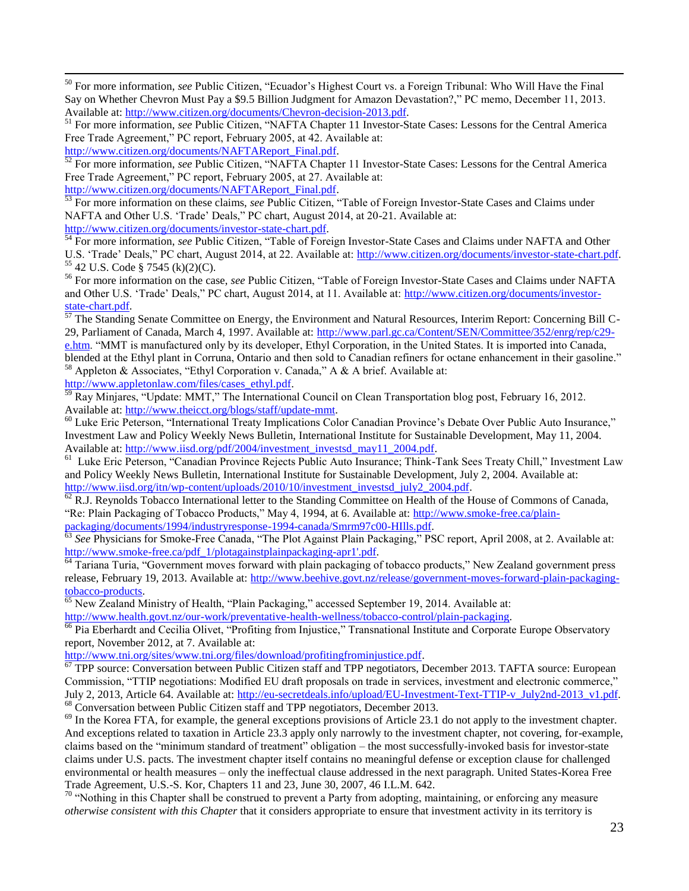[50] For more information, *see* Public Citizen, "Ecuador's Highest Court vs. a Foreign Tribunal: Who Will Have the Final Say on Whether Chevron Must Pay a $9.5 Billion Judgment for Amazon Devastation?," PC memo, December 11, 2013. Available at: http://www.citizen.org/documents/Chevron-decision-2013.pdf.

[51] For more information, *see* Public Citizen, "NAFTA Chapter 11 Investor-State Cases: Lessons for the Central America Free Trade Agreement," PC report, February 2005, at 42. Available at: http://www.citizen.org/documents/NAFTAReport_Final.pdf.

[52] For more information, *see* Public Citizen, "NAFTA Chapter 11 Investor-State Cases: Lessons for the Central America Free Trade Agreement," PC report, February 2005, at 27. Available at: http://www.citizen.org/documents/NAFTAReport_Final.pdf.

[53] For more information on these claims, *see* Public Citizen, "Table of Foreign Investor-State Cases and Claims under NAFTA and Other U.S. 'Trade' Deals," PC chart, August 2014, at 20-21. Available at: http://www.citizen.org/documents/investor-state-chart.pdf.

[54] For more information, *see* Public Citizen, "Table of Foreign Investor-State Cases and Claims under NAFTA and Other U.S. 'Trade' Deals," PC chart, August 2014, at 22. Available at: http://www.citizen.org/documents/investor-state-chart.pdf.

[55] 42 U.S. Code § 7545 (k)(2)(C).

[56] For more information on the case, *see* Public Citizen, "Table of Foreign Investor-State Cases and Claims under NAFTA and Other U.S. 'Trade' Deals," PC chart, August 2014, at 11. Available at: http://www.citizen.org/documents/investor-state-chart.pdf.

[57] The Standing Senate Committee on Energy, the Environment and Natural Resources, Interim Report: Concerning Bill C-29, Parliament of Canada, March 4, 1997. Available at: http://www.parl.gc.ca/Content/SEN/Committee/352/enrg/rep/c29-e.htm. "MMT is manufactured only by its developer, Ethyl Corporation, in the United States. It is imported into Canada, blended at the Ethyl plant in Corruna, Ontario and then sold to Canadian refiners for octane enhancement in their gasoline."

[58] Appleton & Associates, "Ethyl Corporation v. Canada," A & A brief. Available at: http://www.appletonlaw.com/files/cases_ethyl.pdf.

[59] Ray Minjares, "Update: MMT," The International Council on Clean Transportation blog post, February 16, 2012. Available at: http://www.theicct.org/blogs/staff/update-mmt.

[60] Luke Eric Peterson, "International Treaty Implications Color Canadian Province's Debate Over Public Auto Insurance," Investment Law and Policy Weekly News Bulletin, International Institute for Sustainable Development, May 11, 2004. Available at: http://www.iisd.org/pdf/2004/investment_investsd_may11_2004.pdf.

[61] Luke Eric Peterson, "Canadian Province Rejects Public Auto Insurance; Think-Tank Sees Treaty Chill," Investment Law and Policy Weekly News Bulletin, International Institute for Sustainable Development, July 2, 2004. Available at: http://www.iisd.org/itn/wp-content/uploads/2010/10/investment_investsd_july2_2004.pdf.

[62] R.J. Reynolds Tobacco International letter to the Standing Committee on Health of the House of Commons of Canada, "Re: Plain Packaging of Tobacco Products," May 4, 1994, at 6. Available at: http://www.smoke-free.ca/plain-packaging/documents/1994/industryresponse-1994-canada/Smrm97c00-HIlls.pdf.

[63] *See* Physicians for Smoke-Free Canada, "The Plot Against Plain Packaging," PSC report, April 2008, at 2. Available at: http://www.smoke-free.ca/pdf_1/plotagainstplainpackaging-apr1'.pdf.

[64] Tariana Turia, "Government moves forward with plain packaging of tobacco products," New Zealand government press release, February 19, 2013. Available at: http://www.beehive.govt.nz/release/government-moves-forward-plain-packaging-tobacco-products.

[65] New Zealand Ministry of Health, "Plain Packaging," accessed September 19, 2014. Available at: http://www.health.govt.nz/our-work/preventative-health-wellness/tobacco-control/plain-packaging.

[66] Pia Eberhardt and Cecilia Olivet, "Profiting from Injustice," Transnational Institute and Corporate Europe Observatory report, November 2012, at 7. Available at: http://www.tni.org/sites/www.tni.org/files/download/profitingfrominjustice.pdf.

[67] TPP source: Conversation between Public Citizen staff and TPP negotiators, December 2013. TAFTA source: European Commission, "TTIP negotiations: Modified EU draft proposals on trade in services, investment and electronic commerce," July 2, 2013, Article 64. Available at: http://eu-secretdeals.info/upload/EU-Investment-Text-TTIP-v_July2nd-2013_v1.pdf.

[68] Conversation between Public Citizen staff and TPP negotiators, December 2013.

[69] In the Korea FTA, for example, the general exceptions provisions of Article 23.1 do not apply to the investment chapter. And exceptions related to taxation in Article 23.3 apply only narrowly to the investment chapter, not covering, for-example, claims based on the "minimum standard of treatment" obligation – the most successfully-invoked basis for investor-state claims under U.S. pacts. The investment chapter itself contains no meaningful defense or exception clause for challenged environmental or health measures – only the ineffectual clause addressed in the next paragraph. United States-Korea Free Trade Agreement, U.S.-S. Kor, Chapters 11 and 23, June 30, 2007, 46 I.L.M. 642.

[70] "Nothing in this Chapter shall be construed to prevent a Party from adopting, maintaining, or enforcing any measure *otherwise consistent with this Chapter* that it considers appropriate to ensure that investment activity in its territory is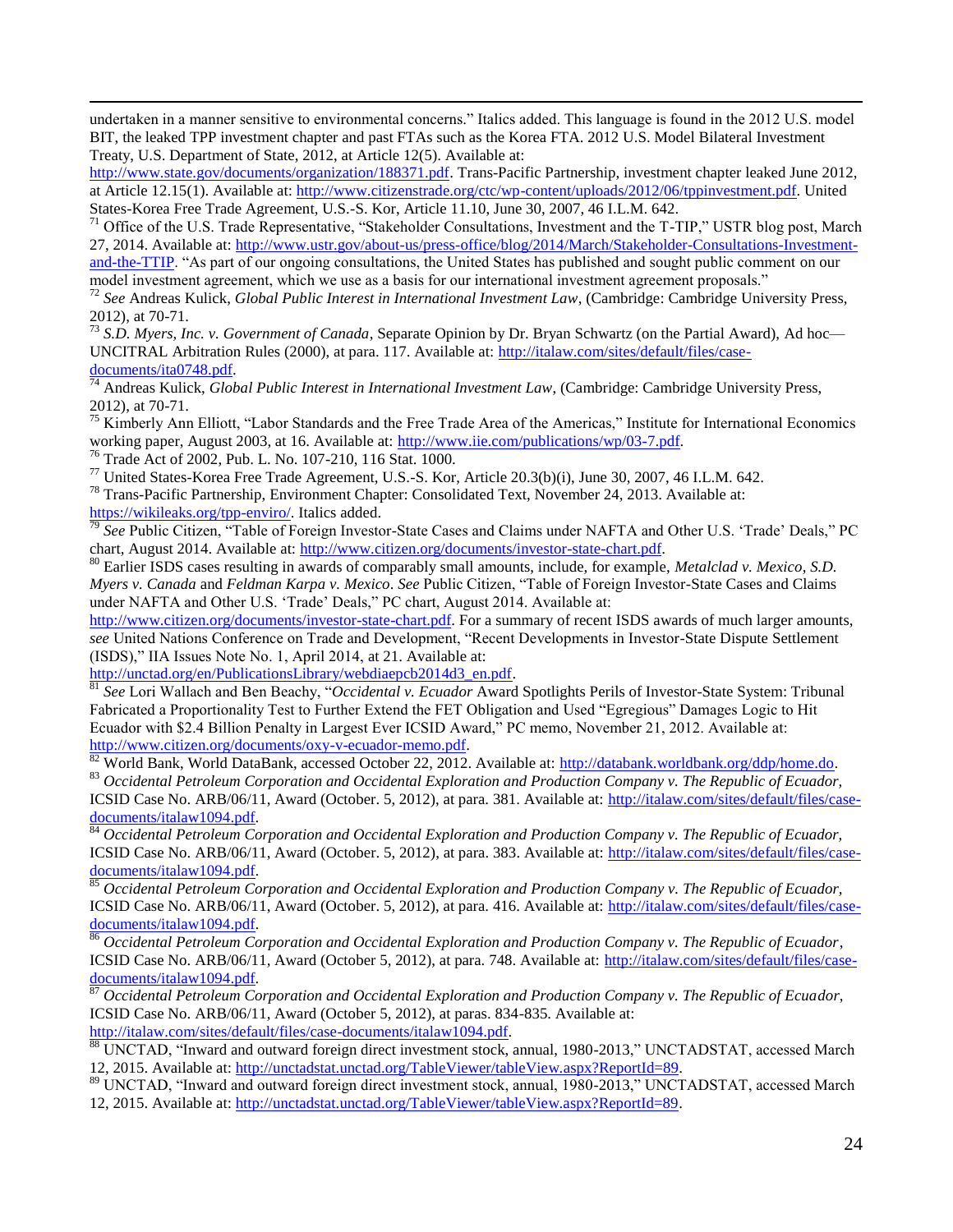undertaken in a manner sensitive to environmental concerns." Italics added. This language is found in the 2012 U.S. model BIT, the leaked TPP investment chapter and past FTAs such as the Korea FTA. 2012 U.S. Model Bilateral Investment Treaty, U.S. Department of State, 2012, at Article 12(5). Available at: http://www.state.gov/documents/organization/188371.pdf. Trans-Pacific Partnership, investment chapter leaked June 2012, at Article 12.15(1). Available at: http://www.citizenstrade.org/ctc/wp-content/uploads/2012/06/tppinvestment.pdf. United States-Korea Free Trade Agreement, U.S.-S. Kor, Article 11.10, June 30, 2007, 46 I.L.M. 642.

[71] Office of the U.S. Trade Representative, "Stakeholder Consultations, Investment and the T-TIP," USTR blog post, March 27, 2014. Available at: http://www.ustr.gov/about-us/press-office/blog/2014/March/Stakeholder-Consultations-Investment-and-the-TTIP. "As part of our ongoing consultations, the United States has published and sought public comment on our model investment agreement, which we use as a basis for our international investment agreement proposals."

[72] *See* Andreas Kulick, *Global Public Interest in International Investment Law*, (Cambridge: Cambridge University Press, 2012), at 70-71.

[73] *S.D. Myers, Inc. v. Government of Canada*, Separate Opinion by Dr. Bryan Schwartz (on the Partial Award), Ad hoc—UNCITRAL Arbitration Rules (2000), at para. 117. Available at: http://italaw.com/sites/default/files/case-documents/ita0748.pdf.

[74] Andreas Kulick, *Global Public Interest in International Investment Law*, (Cambridge: Cambridge University Press, 2012), at 70-71.

[75] Kimberly Ann Elliott, "Labor Standards and the Free Trade Area of the Americas," Institute for International Economics working paper, August 2003, at 16. Available at: http://www.iie.com/publications/wp/03-7.pdf.

[76] Trade Act of 2002, Pub. L. No. 107-210, 116 Stat. 1000.

[77] United States-Korea Free Trade Agreement, U.S.-S. Kor, Article 20.3(b)(i), June 30, 2007, 46 I.L.M. 642.

[78] Trans-Pacific Partnership, Environment Chapter: Consolidated Text, November 24, 2013. Available at: https://wikileaks.org/tpp-enviro/. Italics added.

[79] *See* Public Citizen, "Table of Foreign Investor-State Cases and Claims under NAFTA and Other U.S. 'Trade' Deals," PC chart, August 2014. Available at: http://www.citizen.org/documents/investor-state-chart.pdf.

[80] Earlier ISDS cases resulting in awards of comparably small amounts, include, for example, *Metalclad v. Mexico*, *S.D. Myers v. Canada* and *Feldman Karpa v. Mexico*. *See* Public Citizen, "Table of Foreign Investor-State Cases and Claims under NAFTA and Other U.S. 'Trade' Deals," PC chart, August 2014. Available at: http://www.citizen.org/documents/investor-state-chart.pdf. For a summary of recent ISDS awards of much larger amounts, *see* United Nations Conference on Trade and Development, "Recent Developments in Investor-State Dispute Settlement (ISDS)," IIA Issues Note No. 1, April 2014, at 21. Available at: http://unctad.org/en/PublicationsLibrary/webdiaepcb2014d3_en.pdf.

[81] *See* Lori Wallach and Ben Beachy, "*Occidental v. Ecuador* Award Spotlights Perils of Investor-State System: Tribunal Fabricated a Proportionality Test to Further Extend the FET Obligation and Used "Egregious" Damages Logic to Hit Ecuador with $2.4 Billion Penalty in Largest Ever ICSID Award," PC memo, November 21, 2012. Available at: http://www.citizen.org/documents/oxy-v-ecuador-memo.pdf.

[82] World Bank, World DataBank, accessed October 22, 2012. Available at: http://databank.worldbank.org/ddp/home.do.

[83] *Occidental Petroleum Corporation and Occidental Exploration and Production Company v. The Republic of Ecuador*, ICSID Case No. ARB/06/11, Award (October. 5, 2012), at para. 381. Available at: http://italaw.com/sites/default/files/case-documents/italaw1094.pdf.

[84] *Occidental Petroleum Corporation and Occidental Exploration and Production Company v. The Republic of Ecuador*, ICSID Case No. ARB/06/11, Award (October. 5, 2012), at para. 383. Available at: http://italaw.com/sites/default/files/case-documents/italaw1094.pdf.

[85] *Occidental Petroleum Corporation and Occidental Exploration and Production Company v. The Republic of Ecuador*, ICSID Case No. ARB/06/11, Award (October. 5, 2012), at para. 416. Available at: http://italaw.com/sites/default/files/case-documents/italaw1094.pdf.

[86] *Occidental Petroleum Corporation and Occidental Exploration and Production Company v. The Republic of Ecuador*, ICSID Case No. ARB/06/11, Award (October 5, 2012), at para. 748. Available at: http://italaw.com/sites/default/files/case-documents/italaw1094.pdf.

[87] *Occidental Petroleum Corporation and Occidental Exploration and Production Company v. The Republic of Ecuador*, ICSID Case No. ARB/06/11, Award (October 5, 2012), at paras. 834-835. Available at: http://italaw.com/sites/default/files/case-documents/italaw1094.pdf.

[88] UNCTAD, "Inward and outward foreign direct investment stock, annual, 1980-2013," UNCTADSTAT, accessed March 12, 2015. Available at: http://unctadstat.unctad.org/TableViewer/tableView.aspx?ReportId=89.

[89] UNCTAD, "Inward and outward foreign direct investment stock, annual, 1980-2013," UNCTADSTAT, accessed March 12, 2015. Available at: http://unctadstat.unctad.org/TableViewer/tableView.aspx?ReportId=89.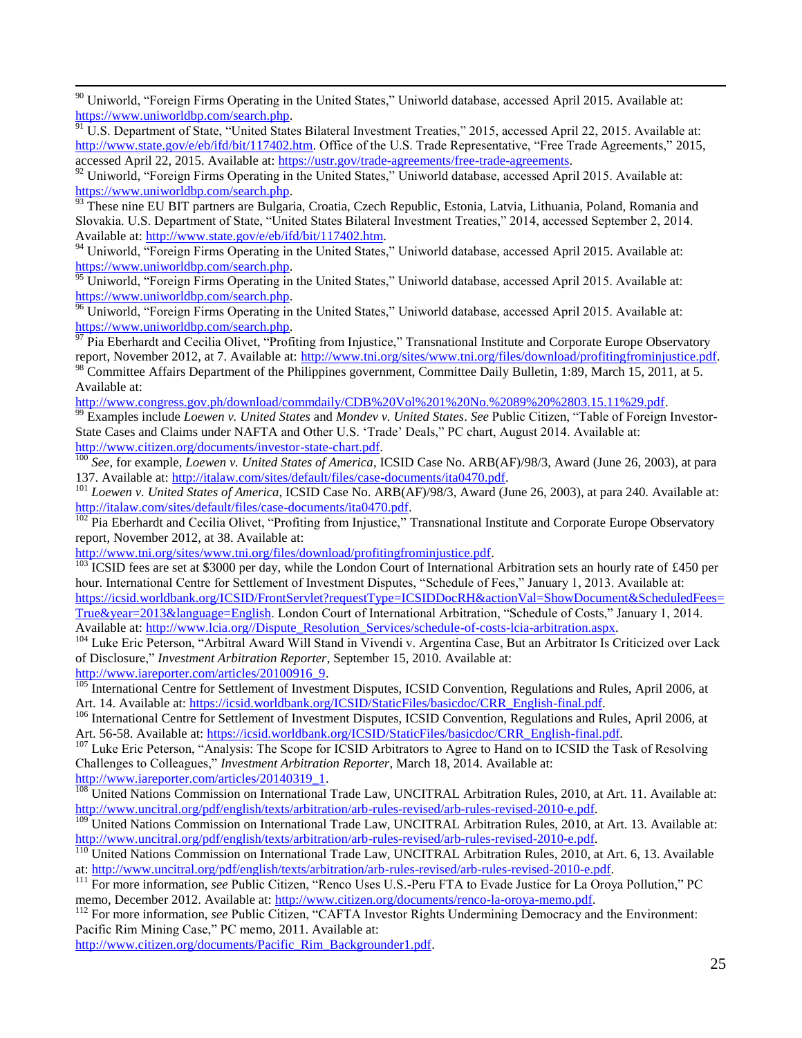[90] Uniworld, "Foreign Firms Operating in the United States," Uniworld database, accessed April 2015. Available at: https://www.uniworldbp.com/search.php.

[91] U.S. Department of State, "United States Bilateral Investment Treaties," 2015, accessed April 22, 2015. Available at: http://www.state.gov/e/eb/ifd/bit/117402.htm. Office of the U.S. Trade Representative, "Free Trade Agreements," 2015, accessed April 22, 2015. Available at: https://ustr.gov/trade-agreements/free-trade-agreements.

[92] Uniworld, "Foreign Firms Operating in the United States," Uniworld database, accessed April 2015. Available at: https://www.uniworldbp.com/search.php.

[93] These nine EU BIT partners are Bulgaria, Croatia, Czech Republic, Estonia, Latvia, Lithuania, Poland, Romania and Slovakia. U.S. Department of State, "United States Bilateral Investment Treaties," 2014, accessed September 2, 2014. Available at: http://www.state.gov/e/eb/ifd/bit/117402.htm.

[94] Uniworld, "Foreign Firms Operating in the United States," Uniworld database, accessed April 2015. Available at: https://www.uniworldbp.com/search.php.

[95] Uniworld, "Foreign Firms Operating in the United States," Uniworld database, accessed April 2015. Available at: https://www.uniworldbp.com/search.php.

[96] Uniworld, "Foreign Firms Operating in the United States," Uniworld database, accessed April 2015. Available at: https://www.uniworldbp.com/search.php.

[97] Pia Eberhardt and Cecilia Olivet, "Profiting from Injustice," Transnational Institute and Corporate Europe Observatory report, November 2012, at 7. Available at: http://www.tni.org/sites/www.tni.org/files/download/profitingfrominjustice.pdf.

[98] Committee Affairs Department of the Philippines government, Committee Daily Bulletin, 1:89, March 15, 2011, at 5. Available at: http://www.congress.gov.ph/download/commdaily/CDB%20Vol%201%20No.%2089%20%2803.15.11%29.pdf.

[99] Examples include *Loewen v. United States* and *Mondev v. United States*. *See* Public Citizen, "Table of Foreign Investor-State Cases and Claims under NAFTA and Other U.S. 'Trade' Deals," PC chart, August 2014. Available at: http://www.citizen.org/documents/investor-state-chart.pdf.

[100] *See*, for example, *Loewen v. United States of America*, ICSID Case No. ARB(AF)/98/3, Award (June 26, 2003), at para 137. Available at: http://italaw.com/sites/default/files/case-documents/ita0470.pdf.

[101] *Loewen v. United States of America*, ICSID Case No. ARB(AF)/98/3, Award (June 26, 2003), at para 240. Available at: http://italaw.com/sites/default/files/case-documents/ita0470.pdf.

[102] Pia Eberhardt and Cecilia Olivet, "Profiting from Injustice," Transnational Institute and Corporate Europe Observatory report, November 2012, at 38. Available at: http://www.tni.org/sites/www.tni.org/files/download/profitingfrominjustice.pdf.

[103] ICSID fees are set at $3000 per day, while the London Court of International Arbitration sets an hourly rate of £450 per hour. International Centre for Settlement of Investment Disputes, "Schedule of Fees," January 1, 2013. Available at: https://icsid.worldbank.org/ICSID/FrontServlet?requestType=ICSIDDocRH&actionVal=ShowDocument&ScheduledFees=True&year=2013&language=English. London Court of International Arbitration, "Schedule of Costs," January 1, 2014. Available at: http://www.lcia.org//Dispute_Resolution_Services/schedule-of-costs-lcia-arbitration.aspx.

[104] Luke Eric Peterson, "Arbitral Award Will Stand in Vivendi v. Argentina Case, But an Arbitrator Is Criticized over Lack of Disclosure," *Investment Arbitration Reporter*, September 15, 2010. Available at: http://www.iareporter.com/articles/20100916_9.

[105] International Centre for Settlement of Investment Disputes, ICSID Convention, Regulations and Rules, April 2006, at Art. 14. Available at: https://icsid.worldbank.org/ICSID/StaticFiles/basicdoc/CRR_English-final.pdf.

[106] International Centre for Settlement of Investment Disputes, ICSID Convention, Regulations and Rules, April 2006, at Art. 56-58. Available at: https://icsid.worldbank.org/ICSID/StaticFiles/basicdoc/CRR_English-final.pdf.

[107] Luke Eric Peterson, "Analysis: The Scope for ICSID Arbitrators to Agree to Hand on to ICSID the Task of Resolving Challenges to Colleagues," *Investment Arbitration Reporter*, March 18, 2014. Available at: http://www.iareporter.com/articles/20140319_1.

[108] United Nations Commission on International Trade Law, UNCITRAL Arbitration Rules, 2010, at Art. 11. Available at: http://www.uncitral.org/pdf/english/texts/arbitration/arb-rules-revised/arb-rules-revised-2010-e.pdf.

[109] United Nations Commission on International Trade Law, UNCITRAL Arbitration Rules, 2010, at Art. 13. Available at: http://www.uncitral.org/pdf/english/texts/arbitration/arb-rules-revised/arb-rules-revised-2010-e.pdf.

[110] United Nations Commission on International Trade Law, UNCITRAL Arbitration Rules, 2010, at Art. 6, 13. Available at: http://www.uncitral.org/pdf/english/texts/arbitration/arb-rules-revised/arb-rules-revised-2010-e.pdf.

[111] For more information, *see* Public Citizen, "Renco Uses U.S.-Peru FTA to Evade Justice for La Oroya Pollution," PC memo, December 2012. Available at: http://www.citizen.org/documents/renco-la-oroya-memo.pdf.

[112] For more information, *see* Public Citizen, "CAFTA Investor Rights Undermining Democracy and the Environment: Pacific Rim Mining Case," PC memo, 2011. Available at: http://www.citizen.org/documents/Pacific_Rim_Backgrounder1.pdf.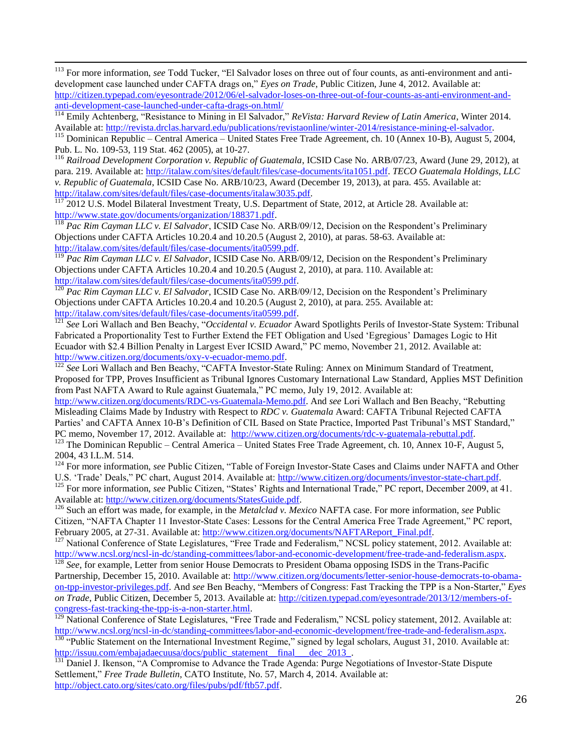[113] For more information, *see* Todd Tucker, "El Salvador loses on three out of four counts, as anti-environment and anti-development case launched under CAFTA drags on," *Eyes on Trade*, Public Citizen, June 4, 2012. Available at: http://citizen.typepad.com/eyesontrade/2012/06/el-salvador-loses-on-three-out-of-four-counts-as-anti-environment-and-anti-development-case-launched-under-cafta-drags-on.html/

[114] Emily Achtenberg, "Resistance to Mining in El Salvador," *ReVista: Harvard Review of Latin America*, Winter 2014. Available at: http://revista.drclas.harvard.edu/publications/revistaonline/winter-2014/resistance-mining-el-salvador.

[115] Dominican Republic – Central America – United States Free Trade Agreement, ch. 10 (Annex 10-B), August 5, 2004, Pub. L. No. 109-53, 119 Stat. 462 (2005), at 10-27.

[116] *Railroad Development Corporation v. Republic of Guatemala*, ICSID Case No. ARB/07/23, Award (June 29, 2012), at para. 219. Available at: http://italaw.com/sites/default/files/case-documents/ita1051.pdf. *TECO Guatemala Holdings, LLC v. Republic of Guatemala*, ICSID Case No. ARB/10/23, Award (December 19, 2013), at para. 455. Available at: http://italaw.com/sites/default/files/case-documents/italaw3035.pdf.

[117] 2012 U.S. Model Bilateral Investment Treaty, U.S. Department of State, 2012, at Article 28. Available at: http://www.state.gov/documents/organization/188371.pdf.

[118] *Pac Rim Cayman LLC v. El Salvador*, ICSID Case No. ARB/09/12, Decision on the Respondent's Preliminary Objections under CAFTA Articles 10.20.4 and 10.20.5 (August 2, 2010), at paras. 58-63. Available at: http://italaw.com/sites/default/files/case-documents/ita0599.pdf.

[119] *Pac Rim Cayman LLC v. El Salvador*, ICSID Case No. ARB/09/12, Decision on the Respondent's Preliminary Objections under CAFTA Articles 10.20.4 and 10.20.5 (August 2, 2010), at para. 110. Available at: http://italaw.com/sites/default/files/case-documents/ita0599.pdf.

[120] *Pac Rim Cayman LLC v. El Salvador*, ICSID Case No. ARB/09/12, Decision on the Respondent's Preliminary Objections under CAFTA Articles 10.20.4 and 10.20.5 (August 2, 2010), at para. 255. Available at: http://italaw.com/sites/default/files/case-documents/ita0599.pdf.

[121] *See* Lori Wallach and Ben Beachy, "*Occidental v. Ecuador* Award Spotlights Perils of Investor-State System: Tribunal Fabricated a Proportionality Test to Further Extend the FET Obligation and Used 'Egregious' Damages Logic to Hit Ecuador with $2.4 Billion Penalty in Largest Ever ICSID Award," PC memo, November 21, 2012. Available at: http://www.citizen.org/documents/oxy-v-ecuador-memo.pdf.

[122] *See* Lori Wallach and Ben Beachy, "CAFTA Investor-State Ruling: Annex on Minimum Standard of Treatment, Proposed for TPP, Proves Insufficient as Tribunal Ignores Customary International Law Standard, Applies MST Definition from Past NAFTA Award to Rule against Guatemala," PC memo, July 19, 2012. Available at: http://www.citizen.org/documents/RDC-vs-Guatemala-Memo.pdf. And *see* Lori Wallach and Ben Beachy, "Rebutting Misleading Claims Made by Industry with Respect to *RDC v. Guatemala* Award: CAFTA Tribunal Rejected CAFTA Parties' and CAFTA Annex 10-B's Definition of CIL Based on State Practice, Imported Past Tribunal's MST Standard," PC memo, November 17, 2012. Available at: http://www.citizen.org/documents/rdc-v-guatemala-rebuttal.pdf.

[123] The Dominican Republic – Central America – United States Free Trade Agreement, ch. 10, Annex 10-F, August 5, 2004, 43 I.L.M. 514.

[124] For more information, *see* Public Citizen, "Table of Foreign Investor-State Cases and Claims under NAFTA and Other U.S. 'Trade' Deals," PC chart, August 2014. Available at: http://www.citizen.org/documents/investor-state-chart.pdf.

[125] For more information, *see* Public Citizen, "States' Rights and International Trade," PC report, December 2009, at 41. Available at: http://www.citizen.org/documents/StatesGuide.pdf.

[126] Such an effort was made, for example, in the *Metalclad v. Mexico* NAFTA case. For more information, *see* Public Citizen, "NAFTA Chapter 11 Investor-State Cases: Lessons for the Central America Free Trade Agreement," PC report, February 2005, at 27-31. Available at: http://www.citizen.org/documents/NAFTAReport_Final.pdf.

[127] National Conference of State Legislatures, "Free Trade and Federalism," NCSL policy statement, 2012. Available at: http://www.ncsl.org/ncsl-in-dc/standing-committees/labor-and-economic-development/free-trade-and-federalism.aspx.

[128] *See*, for example, Letter from senior House Democrats to President Obama opposing ISDS in the Trans-Pacific Partnership, December 15, 2010. Available at: http://www.citizen.org/documents/letter-senior-house-democrats-to-obama-on-tpp-investor-privileges.pdf. And *see* Ben Beachy, "Members of Congress: Fast Tracking the TPP is a Non-Starter," *Eyes on Trade*, Public Citizen, December 5, 2013. Available at: http://citizen.typepad.com/eyesontrade/2013/12/members-of-congress-fast-tracking-the-tpp-is-a-non-starter.html.

[129] National Conference of State Legislatures, "Free Trade and Federalism," NCSL policy statement, 2012. Available at: http://www.ncsl.org/ncsl-in-dc/standing-committees/labor-and-economic-development/free-trade-and-federalism.aspx.

[130] "Public Statement on the International Investment Regime," signed by legal scholars, August 31, 2010. Available at: http://issuu.com/embajadaecuusa/docs/public_statement__final___dec_2013_.

[131] Daniel J. Ikenson, "A Compromise to Advance the Trade Agenda: Purge Negotiations of Investor-State Dispute Settlement," *Free Trade Bulletin*, CATO Institute, No. 57, March 4, 2014. Available at: http://object.cato.org/sites/cato.org/files/pubs/pdf/ftb57.pdf.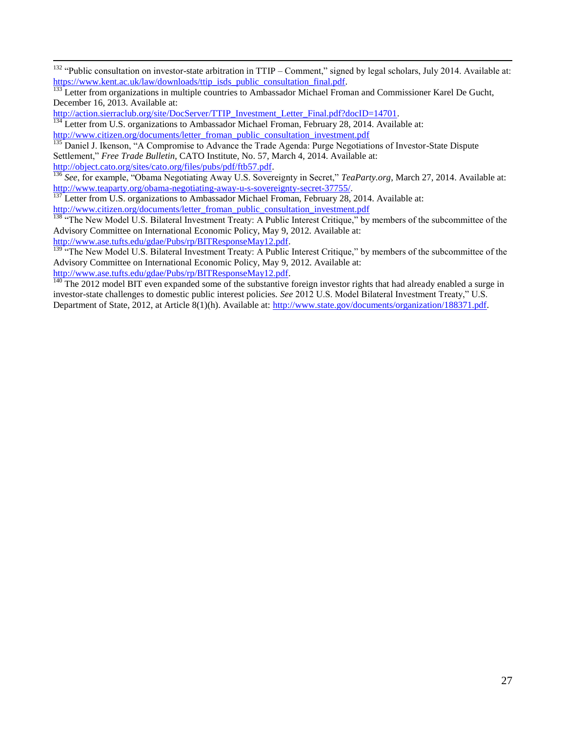[132] "Public consultation on investor-state arbitration in TTIP – Comment," signed by legal scholars, July 2014. Available at: https://www.kent.ac.uk/law/downloads/ttip_isds_public_consultation_final.pdf.

[133] Letter from organizations in multiple countries to Ambassador Michael Froman and Commissioner Karel De Gucht, December 16, 2013. Available at: http://action.sierraclub.org/site/DocServer/TTIP_Investment_Letter_Final.pdf?docID=14701.

[134] Letter from U.S. organizations to Ambassador Michael Froman, February 28, 2014. Available at: http://www.citizen.org/documents/letter_froman_public_consultation_investment.pdf

[135] Daniel J. Ikenson, "A Compromise to Advance the Trade Agenda: Purge Negotiations of Investor-State Dispute Settlement," *Free Trade Bulletin*, CATO Institute, No. 57, March 4, 2014. Available at: http://object.cato.org/sites/cato.org/files/pubs/pdf/ftb57.pdf.

[136] *See*, for example, "Obama Negotiating Away U.S. Sovereignty in Secret," *TeaParty.org*, March 27, 2014. Available at: http://www.teaparty.org/obama-negotiating-away-u-s-sovereignty-secret-37755/.

[137] Letter from U.S. organizations to Ambassador Michael Froman, February 28, 2014. Available at: http://www.citizen.org/documents/letter_froman_public_consultation_investment.pdf

[138] "The New Model U.S. Bilateral Investment Treaty: A Public Interest Critique," by members of the subcommittee of the Advisory Committee on International Economic Policy, May 9, 2012. Available at: http://www.ase.tufts.edu/gdae/Pubs/rp/BITResponseMay12.pdf.

[139] "The New Model U.S. Bilateral Investment Treaty: A Public Interest Critique," by members of the subcommittee of the Advisory Committee on International Economic Policy, May 9, 2012. Available at: http://www.ase.tufts.edu/gdae/Pubs/rp/BITResponseMay12.pdf.

[140] The 2012 model BIT even expanded some of the substantive foreign investor rights that had already enabled a surge in investor-state challenges to domestic public interest policies. *See* 2012 U.S. Model Bilateral Investment Treaty," U.S. Department of State, 2012, at Article 8(1)(h). Available at: http://www.state.gov/documents/organization/188371.pdf.